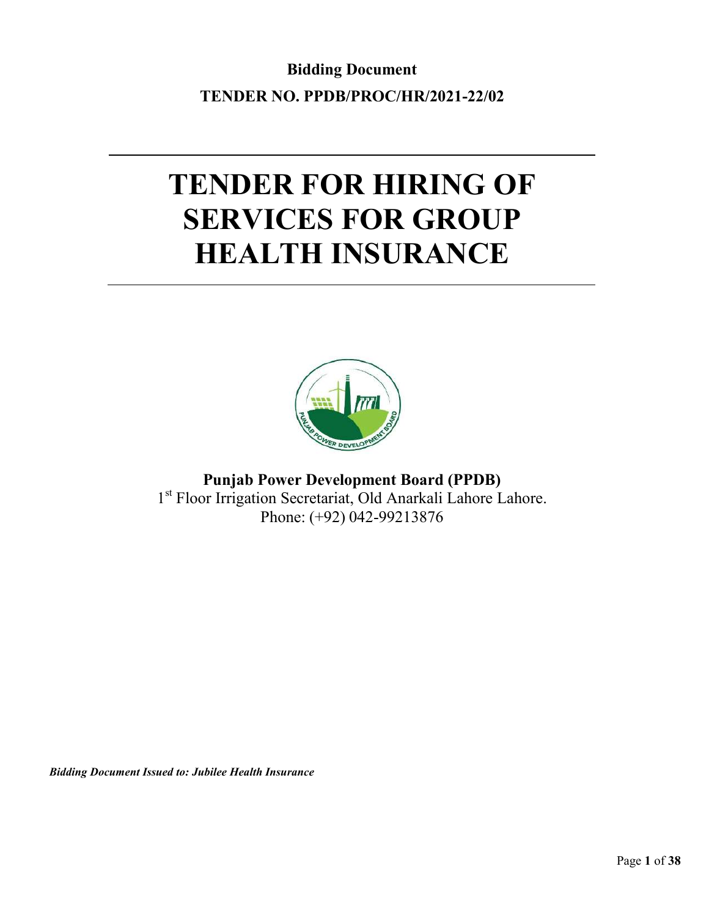**Bidding Document**

**TENDER NO. PPDB/PROC/HR/2021-22/02**

---

# TENDER FOR HIRING OF SERVICES FOR GROUP HEALTH INSURANCE

---

**Punjab Power Development Board (PPDB)**

1st Floor Irrigation Secretariat, Old Anarkali Lahore Lahore.

Phone: (+92) 042-99213876

***Bidding Document Issued to: Jubilee Health Insurance***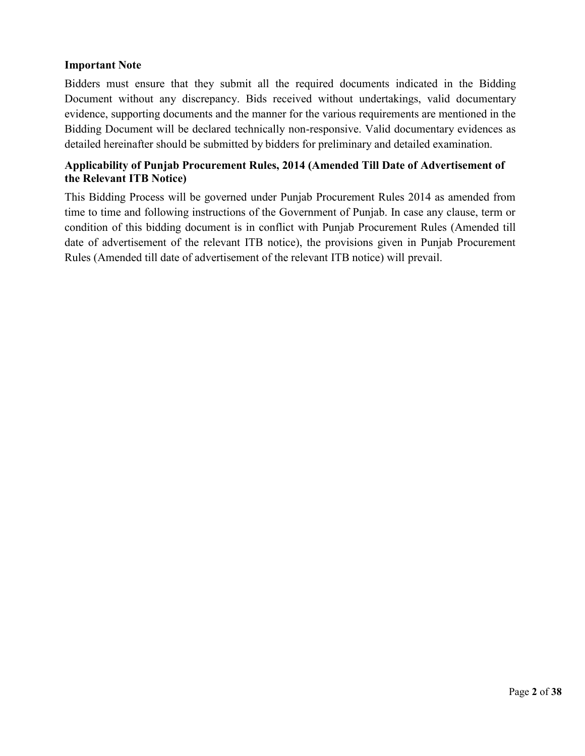**Important Note**

Bidders must ensure that they submit all the required documents indicated in the Bidding Document without any discrepancy. Bids received without undertakings, valid documentary evidence, supporting documents and the manner for the various requirements are mentioned in the Bidding Document will be declared technically non-responsive. Valid documentary evidences as detailed hereinafter should be submitted by bidders for preliminary and detailed examination.

**Applicability of Punjab Procurement Rules, 2014 (Amended Till Date of Advertisement of the Relevant ITB Notice)**

This Bidding Process will be governed under Punjab Procurement Rules 2014 as amended from time to time and following instructions of the Government of Punjab. In case any clause, term or condition of this bidding document is in conflict with Punjab Procurement Rules (Amended till date of advertisement of the relevant ITB notice), the provisions given in Punjab Procurement Rules (Amended till date of advertisement of the relevant ITB notice) will prevail.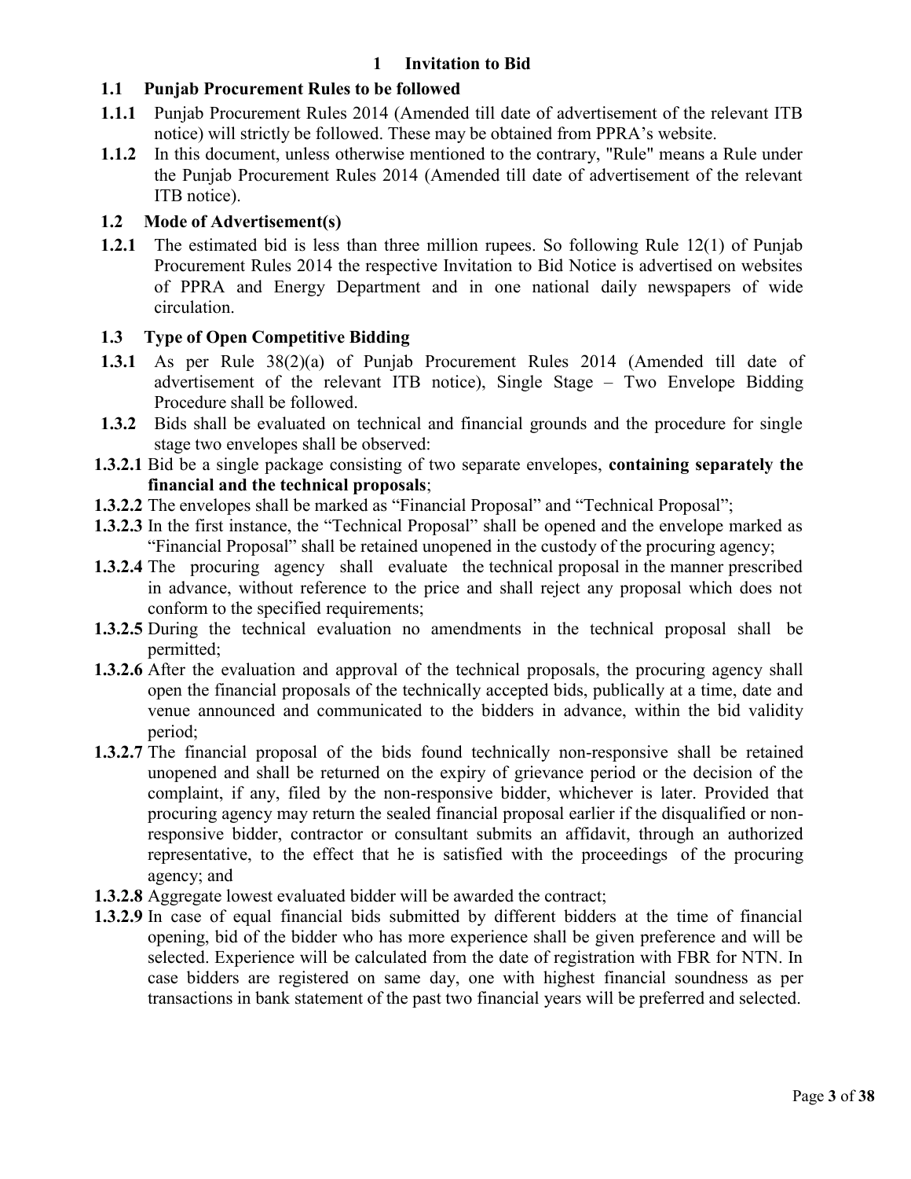# 1 Invitation to Bid

## 1.1 Punjab Procurement Rules to be followed

**1.1.1** Punjab Procurement Rules 2014 (Amended till date of advertisement of the relevant ITB notice) will strictly be followed. These may be obtained from PPRA's website.

**1.1.2** In this document, unless otherwise mentioned to the contrary, "Rule" means a Rule under the Punjab Procurement Rules 2014 (Amended till date of advertisement of the relevant ITB notice).

## 1.2 Mode of Advertisement(s)

**1.2.1** The estimated bid is less than three million rupees. So following Rule 12(1) of Punjab Procurement Rules 2014 the respective Invitation to Bid Notice is advertised on websites of PPRA and Energy Department and in one national daily newspapers of wide circulation.

## 1.3 Type of Open Competitive Bidding

**1.3.1** As per Rule 38(2)(a) of Punjab Procurement Rules 2014 (Amended till date of advertisement of the relevant ITB notice), Single Stage – Two Envelope Bidding Procedure shall be followed.

**1.3.2** Bids shall be evaluated on technical and financial grounds and the procedure for single stage two envelopes shall be observed:

**1.3.2.1** Bid be a single package consisting of two separate envelopes, **containing separately the financial and the technical proposals**;

**1.3.2.2** The envelopes shall be marked as "Financial Proposal" and "Technical Proposal";

**1.3.2.3** In the first instance, the "Technical Proposal" shall be opened and the envelope marked as "Financial Proposal" shall be retained unopened in the custody of the procuring agency;

**1.3.2.4** The procuring agency shall evaluate the technical proposal in the manner prescribed in advance, without reference to the price and shall reject any proposal which does not conform to the specified requirements;

**1.3.2.5** During the technical evaluation no amendments in the technical proposal shall be permitted;

**1.3.2.6** After the evaluation and approval of the technical proposals, the procuring agency shall open the financial proposals of the technically accepted bids, publically at a time, date and venue announced and communicated to the bidders in advance, within the bid validity period;

**1.3.2.7** The financial proposal of the bids found technically non-responsive shall be retained unopened and shall be returned on the expiry of grievance period or the decision of the complaint, if any, filed by the non-responsive bidder, whichever is later. Provided that procuring agency may return the sealed financial proposal earlier if the disqualified or non-responsive bidder, contractor or consultant submits an affidavit, through an authorized representative, to the effect that he is satisfied with the proceedings of the procuring agency; and

**1.3.2.8** Aggregate lowest evaluated bidder will be awarded the contract;

**1.3.2.9** In case of equal financial bids submitted by different bidders at the time of financial opening, bid of the bidder who has more experience shall be given preference and will be selected. Experience will be calculated from the date of registration with FBR for NTN. In case bidders are registered on same day, one with highest financial soundness as per transactions in bank statement of the past two financial years will be preferred and selected.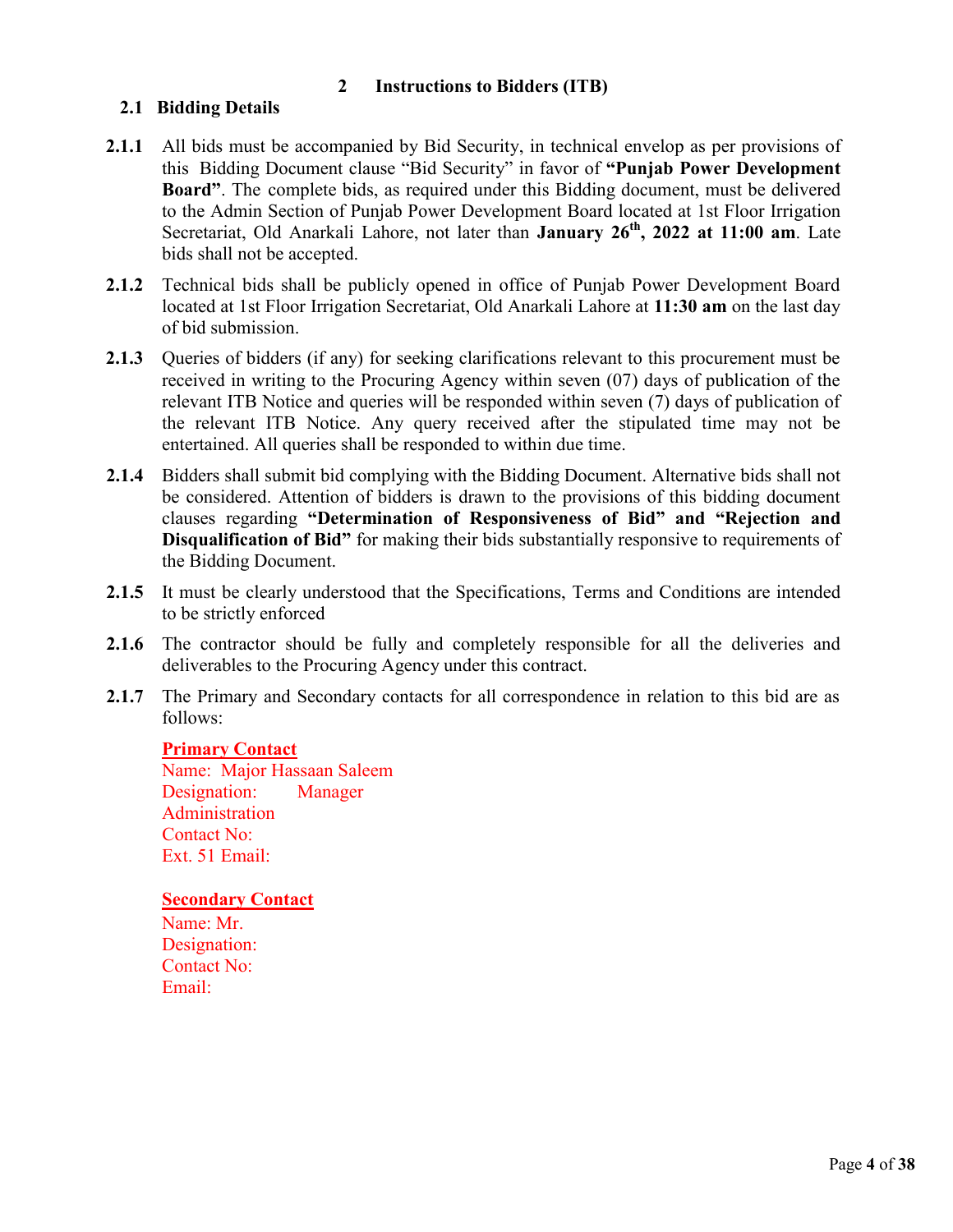## 2 Instructions to Bidders (ITB)

### 2.1 Bidding Details

**2.1.1** All bids must be accompanied by Bid Security, in technical envelop as per provisions of this Bidding Document clause "Bid Security" in favor of **"Punjab Power Development Board"**. The complete bids, as required under this Bidding document, must be delivered to the Admin Section of Punjab Power Development Board located at 1st Floor Irrigation Secretariat, Old Anarkali Lahore, not later than **January 26th, 2022 at 11:00 am**. Late bids shall not be accepted.

**2.1.2** Technical bids shall be publicly opened in office of Punjab Power Development Board located at 1st Floor Irrigation Secretariat, Old Anarkali Lahore at **11:30 am** on the last day of bid submission.

**2.1.3** Queries of bidders (if any) for seeking clarifications relevant to this procurement must be received in writing to the Procuring Agency within seven (07) days of publication of the relevant ITB Notice and queries will be responded within seven (7) days of publication of the relevant ITB Notice. Any query received after the stipulated time may not be entertained. All queries shall be responded to within due time.

**2.1.4** Bidders shall submit bid complying with the Bidding Document. Alternative bids shall not be considered. Attention of bidders is drawn to the provisions of this bidding document clauses regarding **"Determination of Responsiveness of Bid" and "Rejection and Disqualification of Bid"** for making their bids substantially responsive to requirements of the Bidding Document.

**2.1.5** It must be clearly understood that the Specifications, Terms and Conditions are intended to be strictly enforced

**2.1.6** The contractor should be fully and completely responsible for all the deliveries and deliverables to the Procuring Agency under this contract.

**2.1.7** The Primary and Secondary contacts for all correspondence in relation to this bid are as follows:

**Primary Contact**
Name: Major Hassaan Saleem
Designation: Manager Administration
Contact No:
Ext. 51 Email:

**Secondary Contact**
Name: Mr.
Designation:
Contact No:
Email: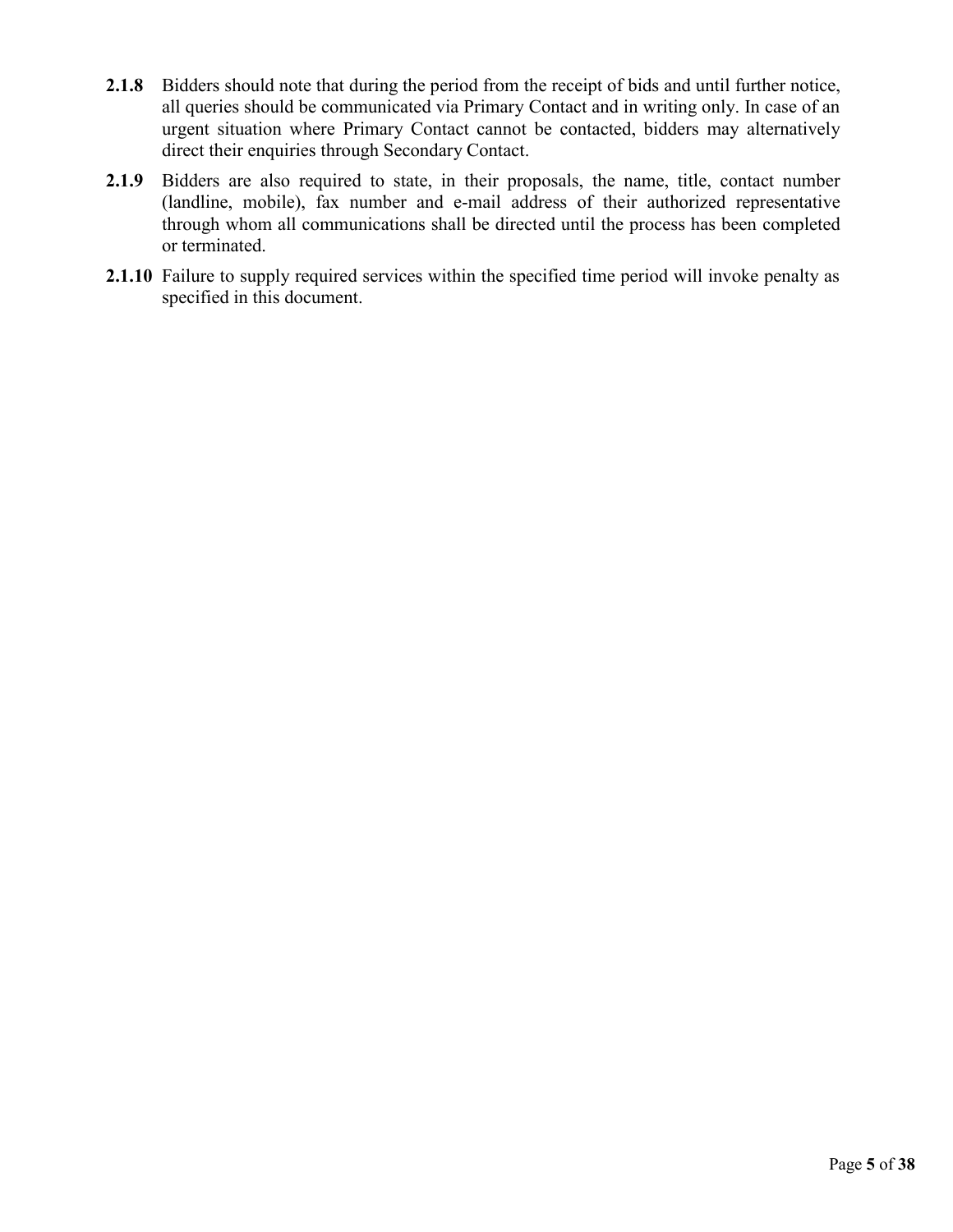**2.1.8** Bidders should note that during the period from the receipt of bids and until further notice, all queries should be communicated via Primary Contact and in writing only. In case of an urgent situation where Primary Contact cannot be contacted, bidders may alternatively direct their enquiries through Secondary Contact.

**2.1.9** Bidders are also required to state, in their proposals, the name, title, contact number (landline, mobile), fax number and e-mail address of their authorized representative through whom all communications shall be directed until the process has been completed or terminated.

**2.1.10** Failure to supply required services within the specified time period will invoke penalty as specified in this document.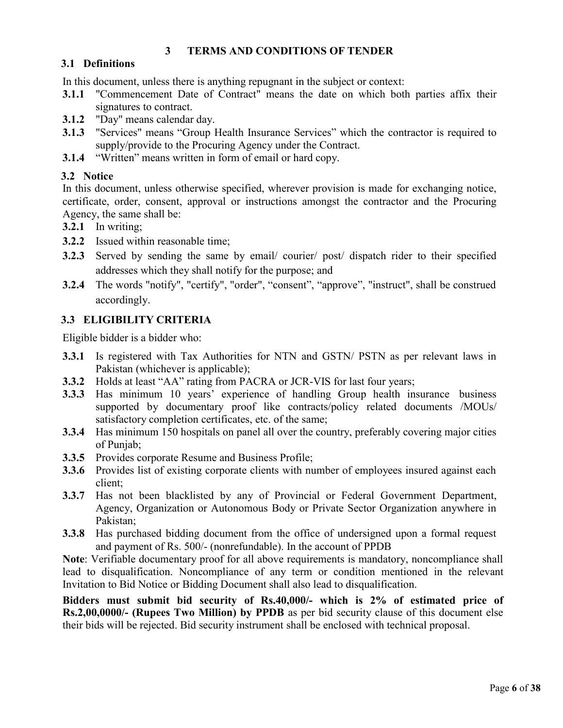# 3 TERMS AND CONDITIONS OF TENDER

## 3.1 Definitions

In this document, unless there is anything repugnant in the subject or context:

**3.1.1** "Commencement Date of Contract" means the date on which both parties affix their signatures to contract.

**3.1.2** "Day" means calendar day.

**3.1.3** "Services" means "Group Health Insurance Services" which the contractor is required to supply/provide to the Procuring Agency under the Contract.

**3.1.4** "Written" means written in form of email or hard copy.

## 3.2 Notice

In this document, unless otherwise specified, wherever provision is made for exchanging notice, certificate, order, consent, approval or instructions amongst the contractor and the Procuring Agency, the same shall be:

**3.2.1** In writing;

**3.2.2** Issued within reasonable time;

**3.2.3** Served by sending the same by email/ courier/ post/ dispatch rider to their specified addresses which they shall notify for the purpose; and

**3.2.4** The words "notify", "certify", "order", "consent", "approve", "instruct", shall be construed accordingly.

## 3.3 ELIGIBILITY CRITERIA

Eligible bidder is a bidder who:

**3.3.1** Is registered with Tax Authorities for NTN and GSTN/ PSTN as per relevant laws in Pakistan (whichever is applicable);

**3.3.2** Holds at least "AA" rating from PACRA or JCR-VIS for last four years;

**3.3.3** Has minimum 10 years' experience of handling Group health insurance business supported by documentary proof like contracts/policy related documents /MOUs/ satisfactory completion certificates, etc. of the same;

**3.3.4** Has minimum 150 hospitals on panel all over the country, preferably covering major cities of Punjab;

**3.3.5** Provides corporate Resume and Business Profile;

**3.3.6** Provides list of existing corporate clients with number of employees insured against each client;

**3.3.7** Has not been blacklisted by any of Provincial or Federal Government Department, Agency, Organization or Autonomous Body or Private Sector Organization anywhere in Pakistan;

**3.3.8** Has purchased bidding document from the office of undersigned upon a formal request and payment of Rs. 500/- (nonrefundable). In the account of PPDB

**Note**: Verifiable documentary proof for all above requirements is mandatory, noncompliance shall lead to disqualification. Noncompliance of any term or condition mentioned in the relevant Invitation to Bid Notice or Bidding Document shall also lead to disqualification.

**Bidders must submit bid security of Rs.40,000/- which is 2% of estimated price of Rs.2,00,0000/- (Rupees Two Million) by PPDB** as per bid security clause of this document else their bids will be rejected. Bid security instrument shall be enclosed with technical proposal.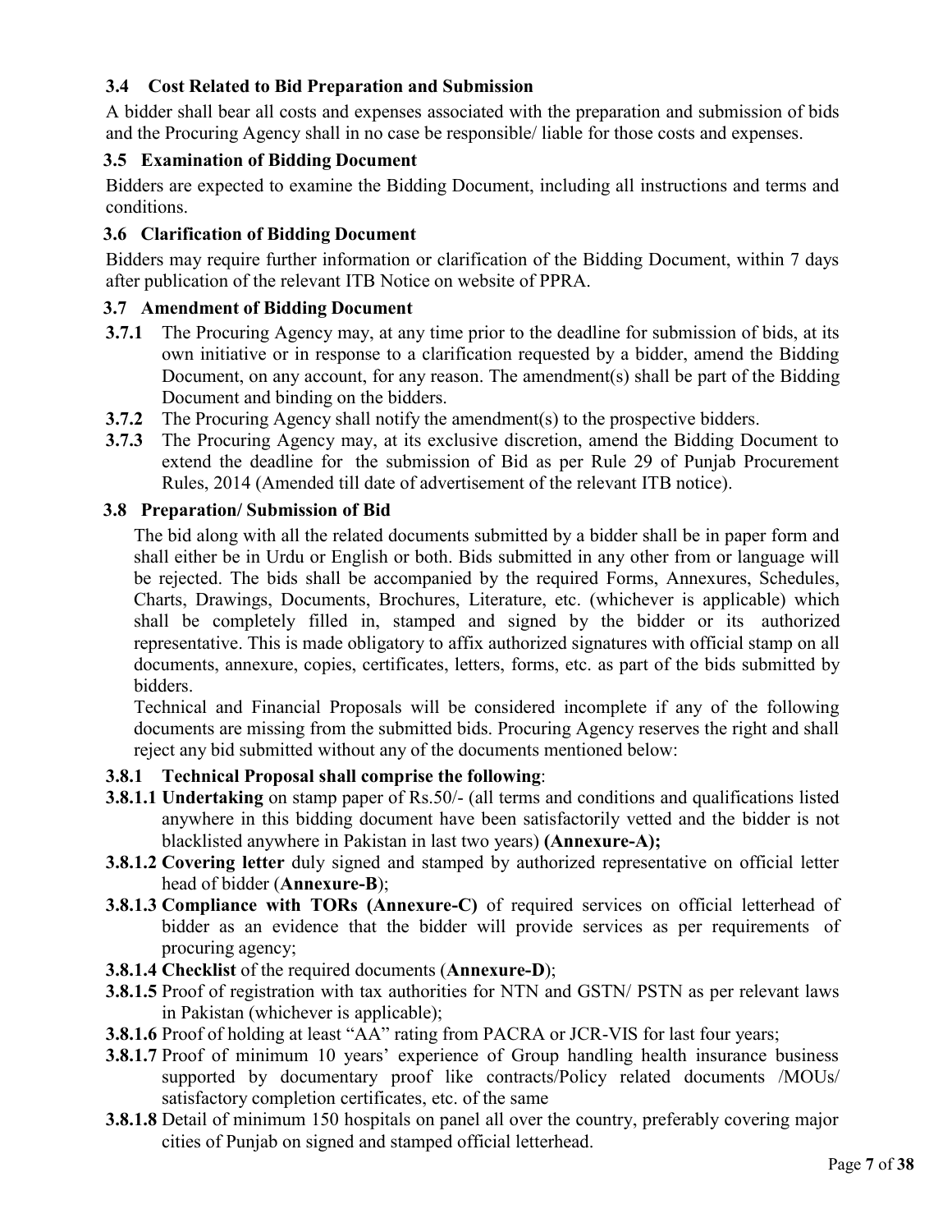### 3.4 Cost Related to Bid Preparation and Submission

A bidder shall bear all costs and expenses associated with the preparation and submission of bids and the Procuring Agency shall in no case be responsible/ liable for those costs and expenses.

### 3.5 Examination of Bidding Document

Bidders are expected to examine the Bidding Document, including all instructions and terms and conditions.

### 3.6 Clarification of Bidding Document

Bidders may require further information or clarification of the Bidding Document, within 7 days after publication of the relevant ITB Notice on website of PPRA.

### 3.7 Amendment of Bidding Document

**3.7.1** The Procuring Agency may, at any time prior to the deadline for submission of bids, at its own initiative or in response to a clarification requested by a bidder, amend the Bidding Document, on any account, for any reason. The amendment(s) shall be part of the Bidding Document and binding on the bidders.

**3.7.2** The Procuring Agency shall notify the amendment(s) to the prospective bidders.

**3.7.3** The Procuring Agency may, at its exclusive discretion, amend the Bidding Document to extend the deadline for the submission of Bid as per Rule 29 of Punjab Procurement Rules, 2014 (Amended till date of advertisement of the relevant ITB notice).

### 3.8 Preparation/ Submission of Bid

The bid along with all the related documents submitted by a bidder shall be in paper form and shall either be in Urdu or English or both. Bids submitted in any other from or language will be rejected. The bids shall be accompanied by the required Forms, Annexures, Schedules, Charts, Drawings, Documents, Brochures, Literature, etc. (whichever is applicable) which shall be completely filled in, stamped and signed by the bidder or its authorized representative. This is made obligatory to affix authorized signatures with official stamp on all documents, annexure, copies, certificates, letters, forms, etc. as part of the bids submitted by bidders.

Technical and Financial Proposals will be considered incomplete if any of the following documents are missing from the submitted bids. Procuring Agency reserves the right and shall reject any bid submitted without any of the documents mentioned below:

**3.8.1 Technical Proposal shall comprise the following**:

**3.8.1.1 Undertaking** on stamp paper of Rs.50/- (all terms and conditions and qualifications listed anywhere in this bidding document have been satisfactorily vetted and the bidder is not blacklisted anywhere in Pakistan in last two years) **(Annexure-A);**

**3.8.1.2 Covering letter** duly signed and stamped by authorized representative on official letter head of bidder (**Annexure-B**);

**3.8.1.3 Compliance with TORs (Annexure-C)** of required services on official letterhead of bidder as an evidence that the bidder will provide services as per requirements of procuring agency;

**3.8.1.4 Checklist** of the required documents (**Annexure-D**);

**3.8.1.5** Proof of registration with tax authorities for NTN and GSTN/ PSTN as per relevant laws in Pakistan (whichever is applicable);

**3.8.1.6** Proof of holding at least "AA" rating from PACRA or JCR-VIS for last four years;

**3.8.1.7** Proof of minimum 10 years' experience of Group handling health insurance business supported by documentary proof like contracts/Policy related documents /MOUs/ satisfactory completion certificates, etc. of the same

**3.8.1.8** Detail of minimum 150 hospitals on panel all over the country, preferably covering major cities of Punjab on signed and stamped official letterhead.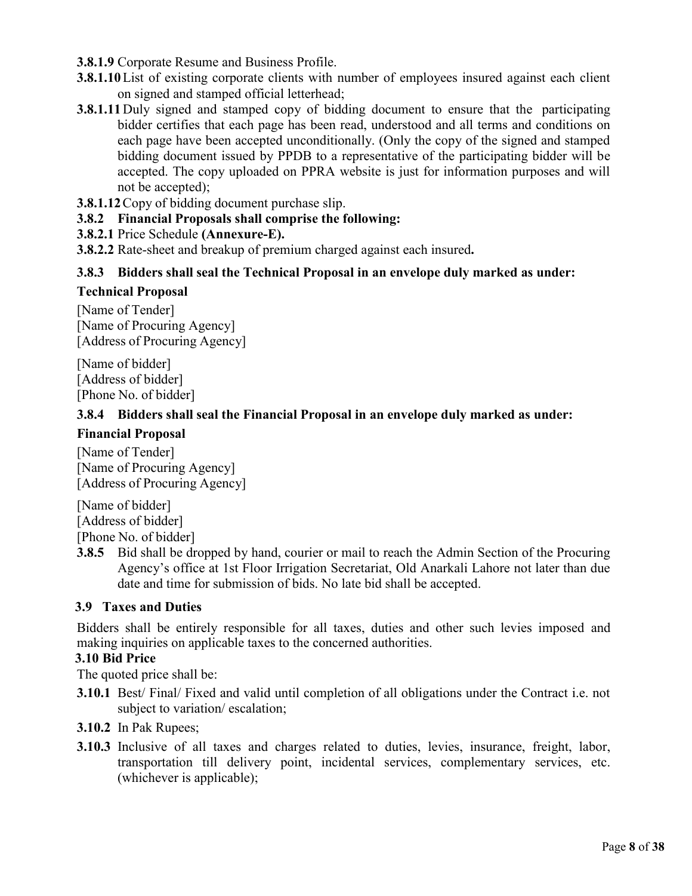**3.8.1.9** Corporate Resume and Business Profile.

**3.8.1.10** List of existing corporate clients with number of employees insured against each client on signed and stamped official letterhead;

**3.8.1.11** Duly signed and stamped copy of bidding document to ensure that the participating bidder certifies that each page has been read, understood and all terms and conditions on each page have been accepted unconditionally. (Only the copy of the signed and stamped bidding document issued by PPDB to a representative of the participating bidder will be accepted. The copy uploaded on PPRA website is just for information purposes and will not be accepted);

**3.8.1.12** Copy of bidding document purchase slip.

**3.8.2 Financial Proposals shall comprise the following:**

**3.8.2.1** Price Schedule **(Annexure-E).**

**3.8.2.2** Rate-sheet and breakup of premium charged against each insured**.**

**3.8.3 Bidders shall seal the Technical Proposal in an envelope duly marked as under:**

**Technical Proposal**

[Name of Tender]
[Name of Procuring Agency]
[Address of Procuring Agency]

[Name of bidder]
[Address of bidder]
[Phone No. of bidder]

**3.8.4 Bidders shall seal the Financial Proposal in an envelope duly marked as under:**

**Financial Proposal**

[Name of Tender]
[Name of Procuring Agency]
[Address of Procuring Agency]

[Name of bidder]
[Address of bidder]
[Phone No. of bidder]

**3.8.5** Bid shall be dropped by hand, courier or mail to reach the Admin Section of the Procuring Agency's office at 1st Floor Irrigation Secretariat, Old Anarkali Lahore not later than due date and time for submission of bids. No late bid shall be accepted.

**3.9 Taxes and Duties**

Bidders shall be entirely responsible for all taxes, duties and other such levies imposed and making inquiries on applicable taxes to the concerned authorities.

**3.10 Bid Price**

The quoted price shall be:

**3.10.1** Best/ Final/ Fixed and valid until completion of all obligations under the Contract i.e. not subject to variation/ escalation;

**3.10.2** In Pak Rupees;

**3.10.3** Inclusive of all taxes and charges related to duties, levies, insurance, freight, labor, transportation till delivery point, incidental services, complementary services, etc. (whichever is applicable);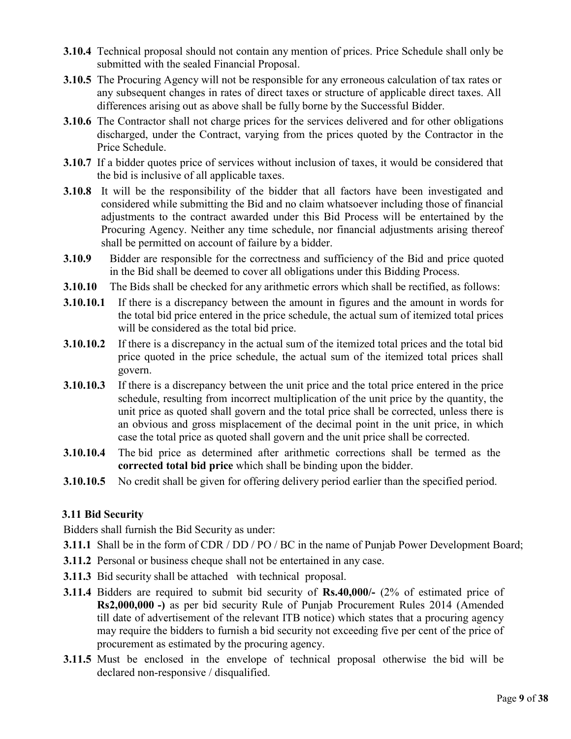**3.10.4** Technical proposal should not contain any mention of prices. Price Schedule shall only be submitted with the sealed Financial Proposal.

**3.10.5** The Procuring Agency will not be responsible for any erroneous calculation of tax rates or any subsequent changes in rates of direct taxes or structure of applicable direct taxes. All differences arising out as above shall be fully borne by the Successful Bidder.

**3.10.6** The Contractor shall not charge prices for the services delivered and for other obligations discharged, under the Contract, varying from the prices quoted by the Contractor in the Price Schedule.

**3.10.7** If a bidder quotes price of services without inclusion of taxes, it would be considered that the bid is inclusive of all applicable taxes.

**3.10.8** It will be the responsibility of the bidder that all factors have been investigated and considered while submitting the Bid and no claim whatsoever including those of financial adjustments to the contract awarded under this Bid Process will be entertained by the Procuring Agency. Neither any time schedule, nor financial adjustments arising thereof shall be permitted on account of failure by a bidder.

**3.10.9** Bidder are responsible for the correctness and sufficiency of the Bid and price quoted in the Bid shall be deemed to cover all obligations under this Bidding Process.

**3.10.10** The Bids shall be checked for any arithmetic errors which shall be rectified, as follows:

**3.10.10.1** If there is a discrepancy between the amount in figures and the amount in words for the total bid price entered in the price schedule, the actual sum of itemized total prices will be considered as the total bid price.

**3.10.10.2** If there is a discrepancy in the actual sum of the itemized total prices and the total bid price quoted in the price schedule, the actual sum of the itemized total prices shall govern.

**3.10.10.3** If there is a discrepancy between the unit price and the total price entered in the price schedule, resulting from incorrect multiplication of the unit price by the quantity, the unit price as quoted shall govern and the total price shall be corrected, unless there is an obvious and gross misplacement of the decimal point in the unit price, in which case the total price as quoted shall govern and the unit price shall be corrected.

**3.10.10.4** The bid price as determined after arithmetic corrections shall be termed as the **corrected total bid price** which shall be binding upon the bidder.

**3.10.10.5** No credit shall be given for offering delivery period earlier than the specified period.

### 3.11 Bid Security

Bidders shall furnish the Bid Security as under:

**3.11.1** Shall be in the form of CDR / DD / PO / BC in the name of Punjab Power Development Board;

**3.11.2** Personal or business cheque shall not be entertained in any case.

**3.11.3** Bid security shall be attached with technical proposal.

**3.11.4** Bidders are required to submit bid security of **Rs.40,000/-** (2% of estimated price of **Rs2,000,000 -)** as per bid security Rule of Punjab Procurement Rules 2014 (Amended till date of advertisement of the relevant ITB notice) which states that a procuring agency may require the bidders to furnish a bid security not exceeding five per cent of the price of procurement as estimated by the procuring agency.

**3.11.5** Must be enclosed in the envelope of technical proposal otherwise the bid will be declared non-responsive / disqualified.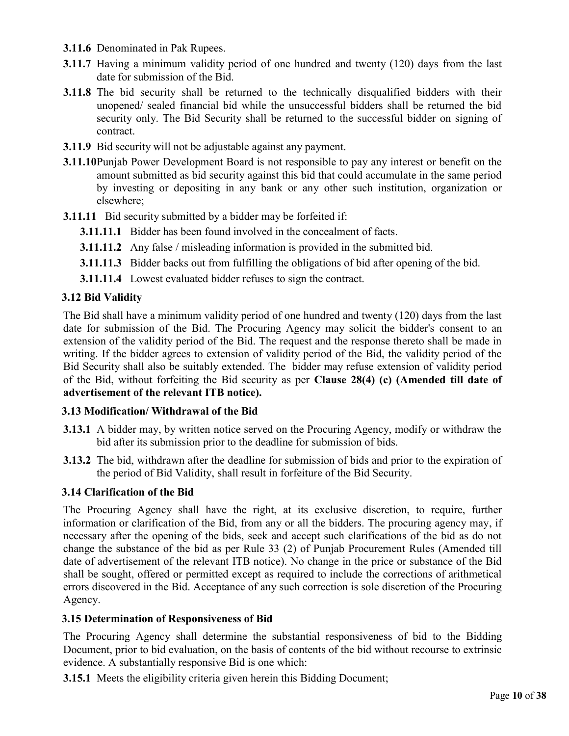**3.11.6** Denominated in Pak Rupees.

**3.11.7** Having a minimum validity period of one hundred and twenty (120) days from the last date for submission of the Bid.

**3.11.8** The bid security shall be returned to the technically disqualified bidders with their unopened/ sealed financial bid while the unsuccessful bidders shall be returned the bid security only. The Bid Security shall be returned to the successful bidder on signing of contract.

**3.11.9** Bid security will not be adjustable against any payment.

**3.11.10** Punjab Power Development Board is not responsible to pay any interest or benefit on the amount submitted as bid security against this bid that could accumulate in the same period by investing or depositing in any bank or any other such institution, organization or elsewhere;

**3.11.11** Bid security submitted by a bidder may be forfeited if:

- **3.11.11.1** Bidder has been found involved in the concealment of facts.
- **3.11.11.2** Any false / misleading information is provided in the submitted bid.
- **3.11.11.3** Bidder backs out from fulfilling the obligations of bid after opening of the bid.
- **3.11.11.4** Lowest evaluated bidder refuses to sign the contract.

### 3.12 Bid Validity

The Bid shall have a minimum validity period of one hundred and twenty (120) days from the last date for submission of the Bid. The Procuring Agency may solicit the bidder's consent to an extension of the validity period of the Bid. The request and the response thereto shall be made in writing. If the bidder agrees to extension of validity period of the Bid, the validity period of the Bid Security shall also be suitably extended. The bidder may refuse extension of validity period of the Bid, without forfeiting the Bid security as per **Clause 28(4) (c) (Amended till date of advertisement of the relevant ITB notice).**

### 3.13 Modification/ Withdrawal of the Bid

**3.13.1** A bidder may, by written notice served on the Procuring Agency, modify or withdraw the bid after its submission prior to the deadline for submission of bids.

**3.13.2** The bid, withdrawn after the deadline for submission of bids and prior to the expiration of the period of Bid Validity, shall result in forfeiture of the Bid Security.

### 3.14 Clarification of the Bid

The Procuring Agency shall have the right, at its exclusive discretion, to require, further information or clarification of the Bid, from any or all the bidders. The procuring agency may, if necessary after the opening of the bids, seek and accept such clarifications of the bid as do not change the substance of the bid as per Rule 33 (2) of Punjab Procurement Rules (Amended till date of advertisement of the relevant ITB notice). No change in the price or substance of the Bid shall be sought, offered or permitted except as required to include the corrections of arithmetical errors discovered in the Bid. Acceptance of any such correction is sole discretion of the Procuring Agency.

### 3.15 Determination of Responsiveness of Bid

The Procuring Agency shall determine the substantial responsiveness of bid to the Bidding Document, prior to bid evaluation, on the basis of contents of the bid without recourse to extrinsic evidence. A substantially responsive Bid is one which:

**3.15.1** Meets the eligibility criteria given herein this Bidding Document;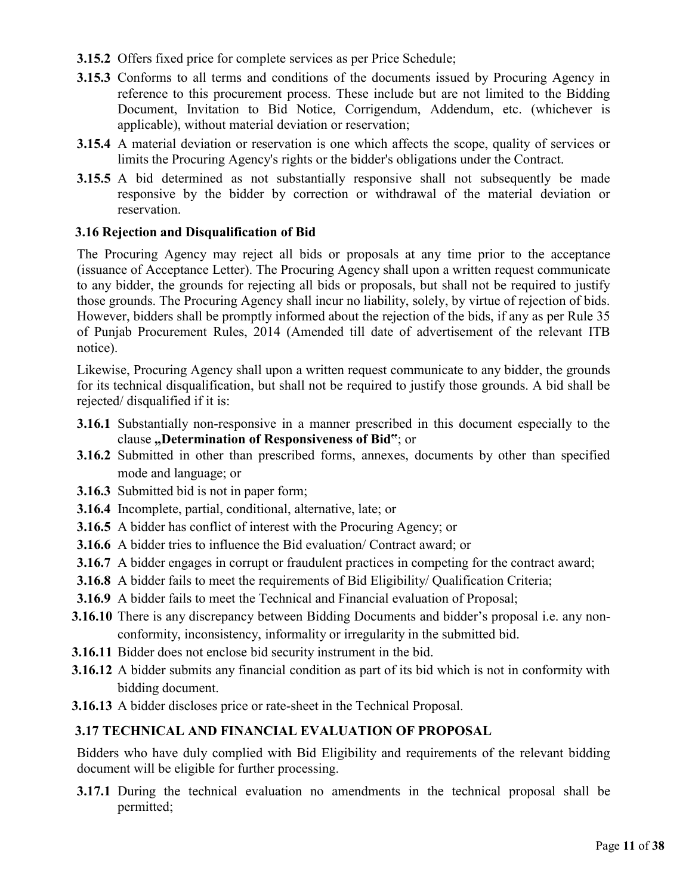**3.15.2** Offers fixed price for complete services as per Price Schedule;

**3.15.3** Conforms to all terms and conditions of the documents issued by Procuring Agency in reference to this procurement process. These include but are not limited to the Bidding Document, Invitation to Bid Notice, Corrigendum, Addendum, etc. (whichever is applicable), without material deviation or reservation;

**3.15.4** A material deviation or reservation is one which affects the scope, quality of services or limits the Procuring Agency's rights or the bidder's obligations under the Contract.

**3.15.5** A bid determined as not substantially responsive shall not subsequently be made responsive by the bidder by correction or withdrawal of the material deviation or reservation.

### 3.16 Rejection and Disqualification of Bid

The Procuring Agency may reject all bids or proposals at any time prior to the acceptance (issuance of Acceptance Letter). The Procuring Agency shall upon a written request communicate to any bidder, the grounds for rejecting all bids or proposals, but shall not be required to justify those grounds. The Procuring Agency shall incur no liability, solely, by virtue of rejection of bids. However, bidders shall be promptly informed about the rejection of the bids, if any as per Rule 35 of Punjab Procurement Rules, 2014 (Amended till date of advertisement of the relevant ITB notice).

Likewise, Procuring Agency shall upon a written request communicate to any bidder, the grounds for its technical disqualification, but shall not be required to justify those grounds. A bid shall be rejected/ disqualified if it is:

**3.16.1** Substantially non-responsive in a manner prescribed in this document especially to the clause **„Determination of Responsiveness of Bid"**; or

**3.16.2** Submitted in other than prescribed forms, annexes, documents by other than specified mode and language; or

**3.16.3** Submitted bid is not in paper form;

**3.16.4** Incomplete, partial, conditional, alternative, late; or

**3.16.5** A bidder has conflict of interest with the Procuring Agency; or

**3.16.6** A bidder tries to influence the Bid evaluation/ Contract award; or

**3.16.7** A bidder engages in corrupt or fraudulent practices in competing for the contract award;

**3.16.8** A bidder fails to meet the requirements of Bid Eligibility/ Qualification Criteria;

**3.16.9** A bidder fails to meet the Technical and Financial evaluation of Proposal;

**3.16.10** There is any discrepancy between Bidding Documents and bidder's proposal i.e. any non-conformity, inconsistency, informality or irregularity in the submitted bid.

**3.16.11** Bidder does not enclose bid security instrument in the bid.

**3.16.12** A bidder submits any financial condition as part of its bid which is not in conformity with bidding document.

**3.16.13** A bidder discloses price or rate-sheet in the Technical Proposal.

### 3.17 TECHNICAL AND FINANCIAL EVALUATION OF PROPOSAL

Bidders who have duly complied with Bid Eligibility and requirements of the relevant bidding document will be eligible for further processing.

**3.17.1** During the technical evaluation no amendments in the technical proposal shall be permitted;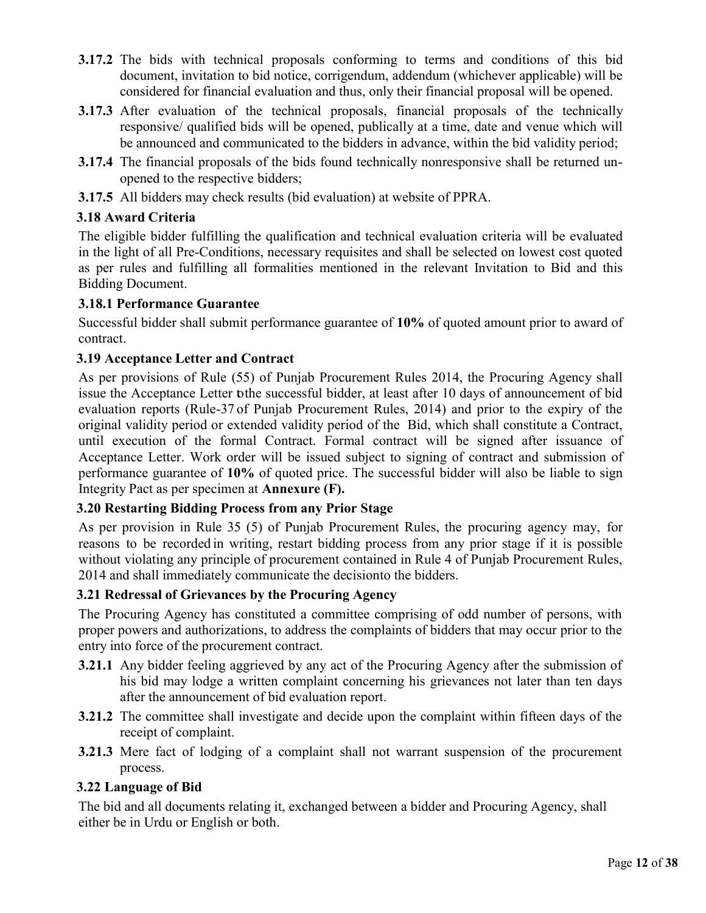**3.17.2** The bids with technical proposals conforming to terms and conditions of this bid document, invitation to bid notice, corrigendum, addendum (whichever applicable) will be considered for financial evaluation and thus, only their financial proposal will be opened.

**3.17.3** After evaluation of the technical proposals, financial proposals of the technically responsive/ qualified bids will be opened, publically at a time, date and venue which will be announced and communicated to the bidders in advance, within the bid validity period;

**3.17.4** The financial proposals of the bids found technically nonresponsive shall be returned un-opened to the respective bidders;

**3.17.5** All bidders may check results (bid evaluation) at website of PPRA.

### 3.18 Award Criteria

The eligible bidder fulfilling the qualification and technical evaluation criteria will be evaluated in the light of all Pre-Conditions, necessary requisites and shall be selected on lowest cost quoted as per rules and fulfilling all formalities mentioned in the relevant Invitation to Bid and this Bidding Document.

### 3.18.1 Performance Guarantee

Successful bidder shall submit performance guarantee of **10%** of quoted amount prior to award of contract.

### 3.19 Acceptance Letter and Contract

As per provisions of Rule (55) of Punjab Procurement Rules 2014, the Procuring Agency shall issue the Acceptance Letter to the successful bidder, at least after 10 days of announcement of bid evaluation reports (Rule-37 of Punjab Procurement Rules, 2014) and prior to the expiry of the original validity period or extended validity period of the Bid, which shall constitute a Contract, until execution of the formal Contract. Formal contract will be signed after issuance of Acceptance Letter. Work order will be issued subject to signing of contract and submission of performance guarantee of **10%** of quoted price. The successful bidder will also be liable to sign Integrity Pact as per specimen at **Annexure (F).**

### 3.20 Restarting Bidding Process from any Prior Stage

As per provision in Rule 35 (5) of Punjab Procurement Rules, the procuring agency may, for reasons to be recorded in writing, restart bidding process from any prior stage if it is possible without violating any principle of procurement contained in Rule 4 of Punjab Procurement Rules, 2014 and shall immediately communicate the decisionto the bidders.

### 3.21 Redressal of Grievances by the Procuring Agency

The Procuring Agency has constituted a committee comprising of odd number of persons, with proper powers and authorizations, to address the complaints of bidders that may occur prior to the entry into force of the procurement contract.

**3.21.1** Any bidder feeling aggrieved by any act of the Procuring Agency after the submission of his bid may lodge a written complaint concerning his grievances not later than ten days after the announcement of bid evaluation report.

**3.21.2** The committee shall investigate and decide upon the complaint within fifteen days of the receipt of complaint.

**3.21.3** Mere fact of lodging of a complaint shall not warrant suspension of the procurement process.

### 3.22 Language of Bid

The bid and all documents relating it, exchanged between a bidder and Procuring Agency, shall either be in Urdu or English or both.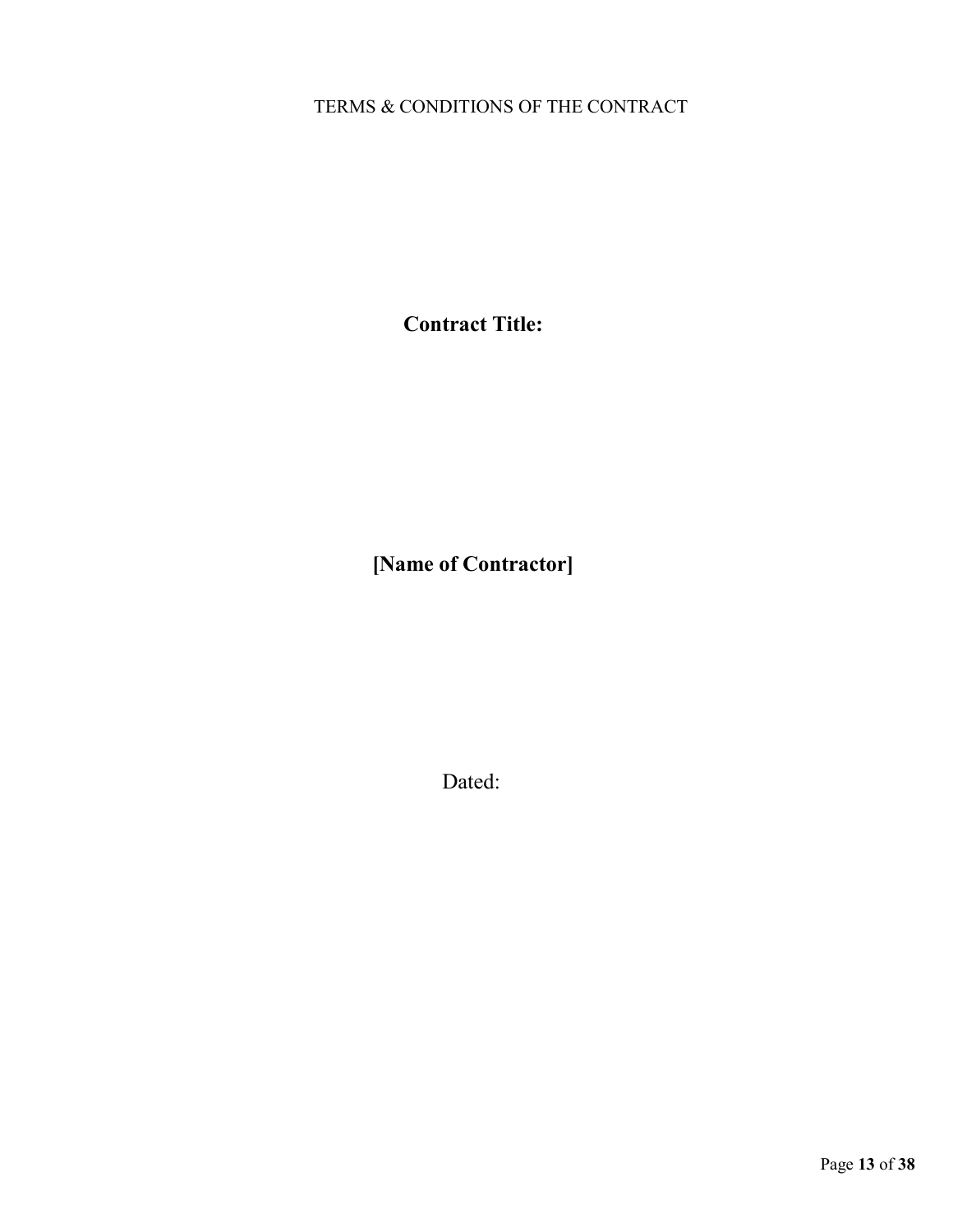TERMS & CONDITIONS OF THE CONTRACT

**Contract Title:**

**[Name of Contractor]**

Dated: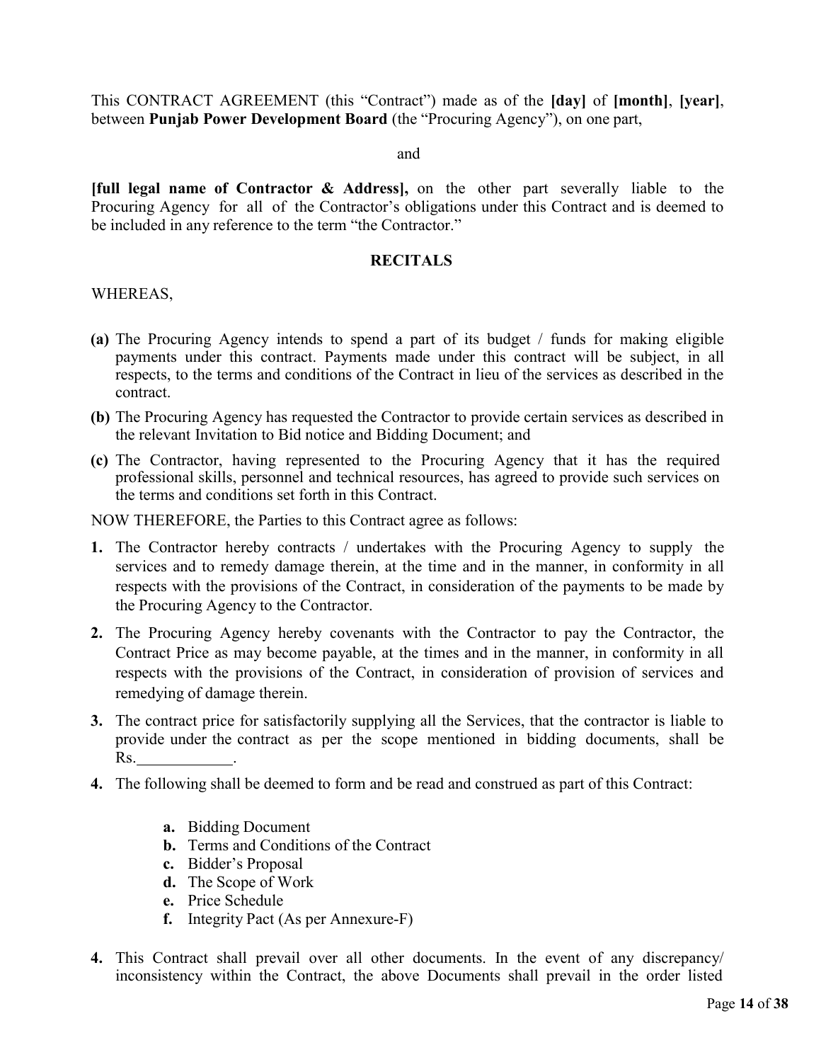This CONTRACT AGREEMENT (this "Contract") made as of the **[day]** of **[month]**, **[year]**, between **Punjab Power Development Board** (the "Procuring Agency"), on one part,

and

**[full legal name of Contractor & Address],** on the other part severally liable to the Procuring Agency for all of the Contractor's obligations under this Contract and is deemed to be included in any reference to the term "the Contractor."

**RECITALS**

WHEREAS,

**(a)** The Procuring Agency intends to spend a part of its budget / funds for making eligible payments under this contract. Payments made under this contract will be subject, in all respects, to the terms and conditions of the Contract in lieu of the services as described in the contract.

**(b)** The Procuring Agency has requested the Contractor to provide certain services as described in the relevant Invitation to Bid notice and Bidding Document; and

**(c)** The Contractor, having represented to the Procuring Agency that it has the required professional skills, personnel and technical resources, has agreed to provide such services on the terms and conditions set forth in this Contract.

NOW THEREFORE, the Parties to this Contract agree as follows:

**1.** The Contractor hereby contracts / undertakes with the Procuring Agency to supply the services and to remedy damage therein, at the time and in the manner, in conformity in all respects with the provisions of the Contract, in consideration of the payments to be made by the Procuring Agency to the Contractor.

**2.** The Procuring Agency hereby covenants with the Contractor to pay the Contractor, the Contract Price as may become payable, at the times and in the manner, in conformity in all respects with the provisions of the Contract, in consideration of provision of services and remedying of damage therein.

**3.** The contract price for satisfactorily supplying all the Services, that the contractor is liable to provide under the contract as per the scope mentioned in bidding documents, shall be Rs.____________.

**4.** The following shall be deemed to form and be read and construed as part of this Contract:

   - **a.** Bidding Document
   - **b.** Terms and Conditions of the Contract
   - **c.** Bidder's Proposal
   - **d.** The Scope of Work
   - **e.** Price Schedule
   - **f.** Integrity Pact (As per Annexure-F)

**4.** This Contract shall prevail over all other documents. In the event of any discrepancy/ inconsistency within the Contract, the above Documents shall prevail in the order listed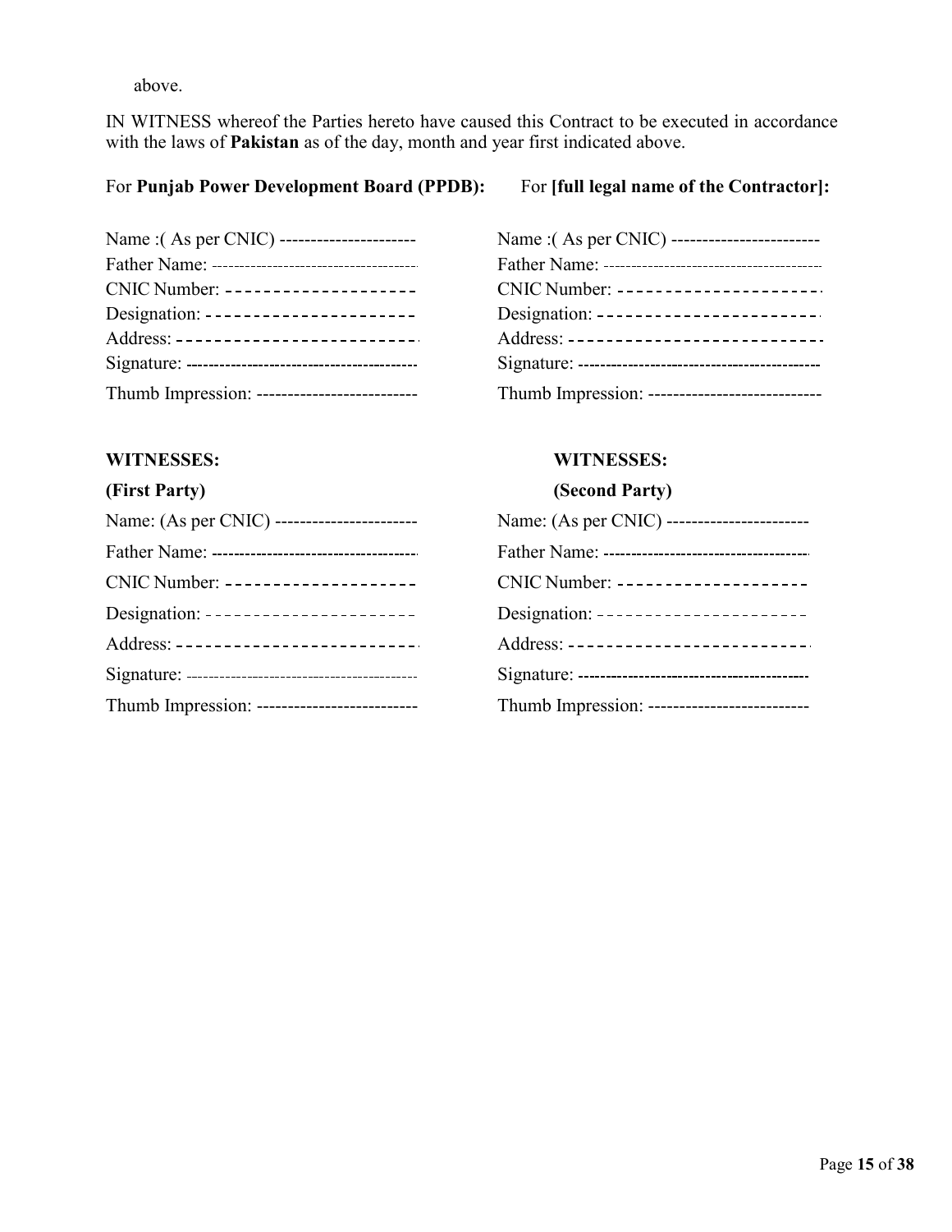above.

IN WITNESS whereof the Parties hereto have caused this Contract to be executed in accordance with the laws of **Pakistan** as of the day, month and year first indicated above.

| For **Punjab Power Development Board (PPDB):** | For **[full legal name of the Contractor]:** |
|---|---|
| Name :( As per CNIC) ---------------------- | Name :( As per CNIC) ------------------------ |
| Father Name: ---------------------------------- | Father Name: ---------------------------------- |
| CNIC Number: -------------------- | CNIC Number: --------------------- |
| Designation: ---------------------- | Designation: ----------------------- |
| Address: ------------------------- | Address: -------------------------- |
| Signature: ---------------------------------------- | Signature: ------------------------------------------ |
| Thumb Impression: -------------------------- | Thumb Impression: --------------------------- |

| **WITNESSES:** | **WITNESSES:** |
|---|---|
| **(First Party)** | **(Second Party)** |
| Name: (As per CNIC) ----------------------- | Name: (As per CNIC) ----------------------- |
| Father Name: ------------------------------------ | Father Name: ------------------------------------ |
| CNIC Number: -------------------- | CNIC Number: -------------------- |
| Designation: ---------------------- | Designation: ---------------------- |
| Address: ------------------------- | Address: ------------------------- |
| Signature: ------------------------------------------ | Signature: ----------------------------------------- |
| Thumb Impression: -------------------------- | Thumb Impression: -------------------------- |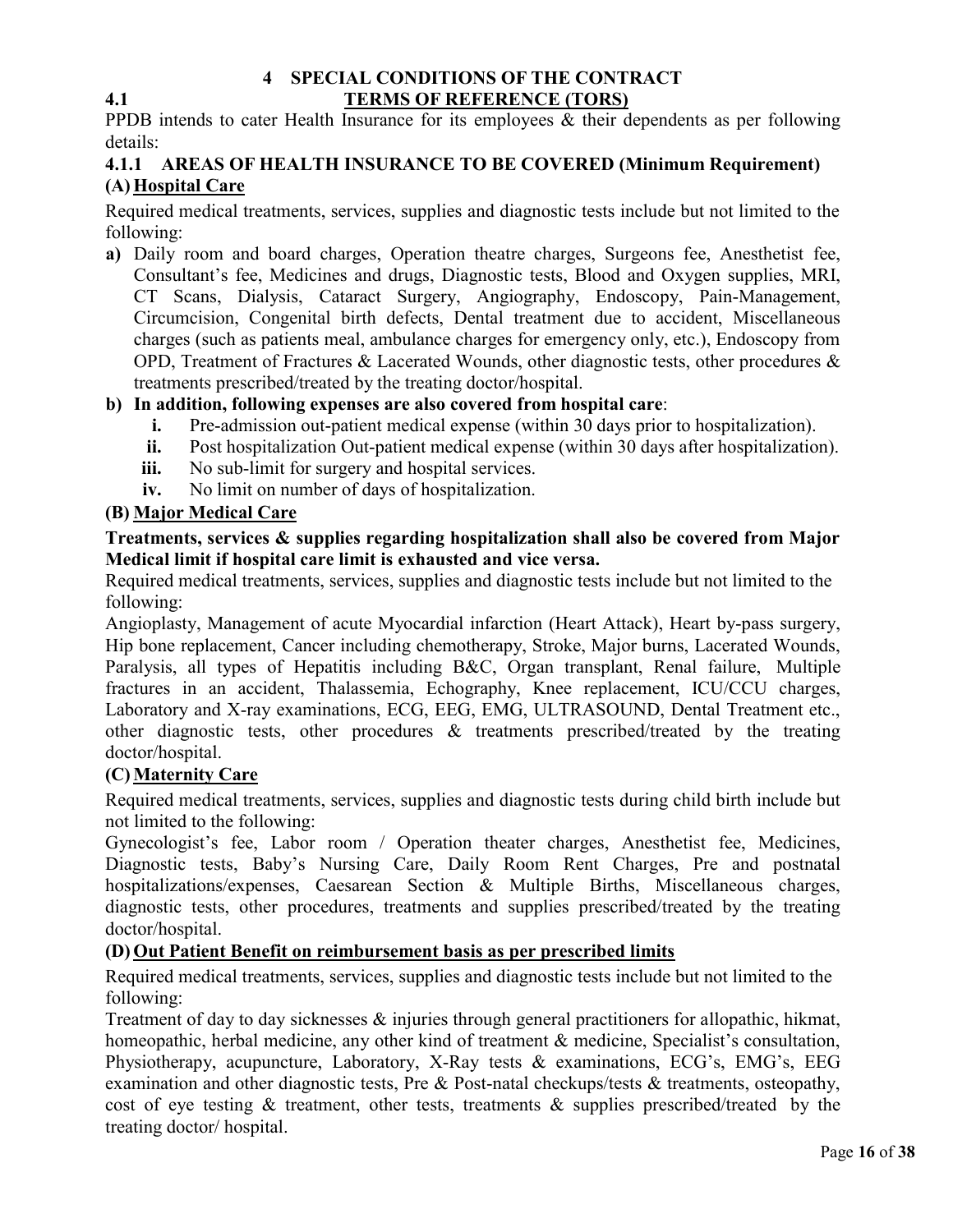# 4 SPECIAL CONDITIONS OF THE CONTRACT

## 4.1 TERMS OF REFERENCE (TORS)

PPDB intends to cater Health Insurance for its employees & their dependents as per following details:

### 4.1.1 AREAS OF HEALTH INSURANCE TO BE COVERED (Minimum Requirement)

### (A) Hospital Care

Required medical treatments, services, supplies and diagnostic tests include but not limited to the following:

**a)** Daily room and board charges, Operation theatre charges, Surgeons fee, Anesthetist fee, Consultant's fee, Medicines and drugs, Diagnostic tests, Blood and Oxygen supplies, MRI, CT Scans, Dialysis, Cataract Surgery, Angiography, Endoscopy, Pain-Management, Circumcision, Congenital birth defects, Dental treatment due to accident, Miscellaneous charges (such as patients meal, ambulance charges for emergency only, etc.), Endoscopy from OPD, Treatment of Fractures & Lacerated Wounds, other diagnostic tests, other procedures & treatments prescribed/treated by the treating doctor/hospital.

**b) In addition, following expenses are also covered from hospital care**:

- **i.** Pre-admission out-patient medical expense (within 30 days prior to hospitalization).
- **ii.** Post hospitalization Out-patient medical expense (within 30 days after hospitalization).
- **iii.** No sub-limit for surgery and hospital services.
- **iv.** No limit on number of days of hospitalization.

### (B) Major Medical Care

**Treatments, services & supplies regarding hospitalization shall also be covered from Major Medical limit if hospital care limit is exhausted and vice versa.**

Required medical treatments, services, supplies and diagnostic tests include but not limited to the following:

Angioplasty, Management of acute Myocardial infarction (Heart Attack), Heart by-pass surgery, Hip bone replacement, Cancer including chemotherapy, Stroke, Major burns, Lacerated Wounds, Paralysis, all types of Hepatitis including B&C, Organ transplant, Renal failure, Multiple fractures in an accident, Thalassemia, Echography, Knee replacement, ICU/CCU charges, Laboratory and X-ray examinations, ECG, EEG, EMG, ULTRASOUND, Dental Treatment etc., other diagnostic tests, other procedures & treatments prescribed/treated by the treating doctor/hospital.

### (C) Maternity Care

Required medical treatments, services, supplies and diagnostic tests during child birth include but not limited to the following:

Gynecologist's fee, Labor room / Operation theater charges, Anesthetist fee, Medicines, Diagnostic tests, Baby's Nursing Care, Daily Room Rent Charges, Pre and postnatal hospitalizations/expenses, Caesarean Section & Multiple Births, Miscellaneous charges, diagnostic tests, other procedures, treatments and supplies prescribed/treated by the treating doctor/hospital.

### (D) Out Patient Benefit on reimbursement basis as per prescribed limits

Required medical treatments, services, supplies and diagnostic tests include but not limited to the following:

Treatment of day to day sicknesses & injuries through general practitioners for allopathic, hikmat, homeopathic, herbal medicine, any other kind of treatment & medicine, Specialist's consultation, Physiotherapy, acupuncture, Laboratory, X-Ray tests & examinations, ECG's, EMG's, EEG examination and other diagnostic tests, Pre & Post-natal checkups/tests & treatments, osteopathy, cost of eye testing & treatment, other tests, treatments & supplies prescribed/treated by the treating doctor/ hospital.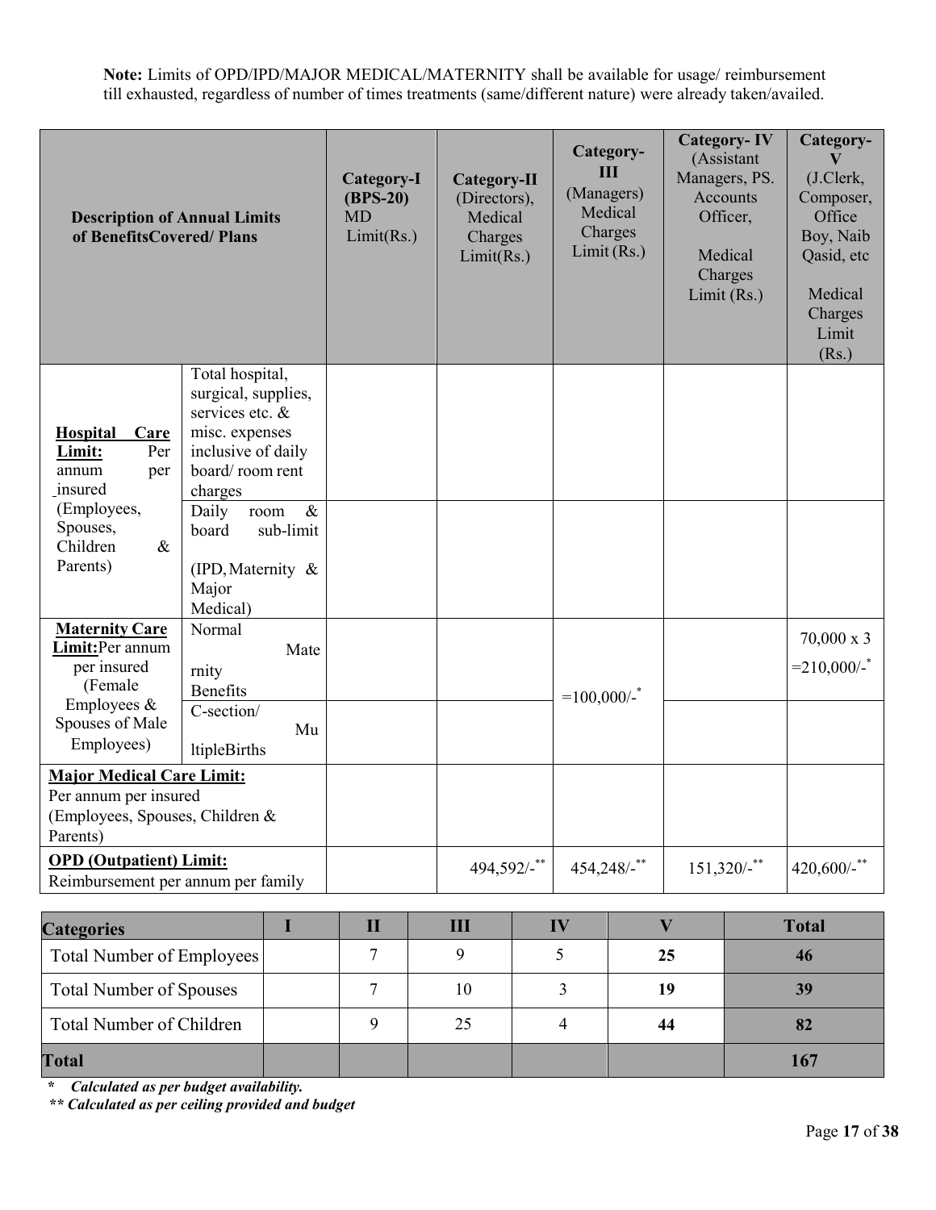**Note:** Limits of OPD/IPD/MAJOR MEDICAL/MATERNITY shall be available for usage/ reimbursement till exhausted, regardless of number of times treatments (same/different nature) were already taken/availed.

| Description of Annual Limits of BenefitsCovered/ Plans | | Category-I (BPS-20) MD Limit(Rs.) | Category-II (Directors), Medical Charges Limit(Rs.) | Category-III (Managers) Medical Charges Limit (Rs.) | Category- IV (Assistant Managers, PS. Accounts Officer, Medical Charges Limit (Rs.) | Category-V (J.Clerk, Composer, Office Boy, Naib Qasid, etc Medical Charges Limit (Rs.) |
|---|---|---|---|---|---|---|
| **Hospital Care Limit:** Per annum per insured (Employees, Spouses, Children & Parents) | Total hospital, surgical, supplies, services etc. & misc. expenses inclusive of daily board/ room rent charges | | | | | |
| | Daily room & board sub-limit (IPD, Maternity & Major Medical) | | | | | |
| **Maternity Care Limit:** Per annum per insured (Female Employees & Spouses of Male Employees) | Normal Maternity Benefits | | | =100,000/-* | | 70,000 x 3 =210,000/-* |
| | C-section/ MultipleBirths | | | | | |
| **Major Medical Care Limit:** Per annum per insured (Employees, Spouses, Children & Parents) | | | | | | |
| **OPD (Outpatient) Limit:** Reimbursement per annum per family | | | 494,592/-** | 454,248/-** | 151,320/-** | 420,600/-** |

| Categories | I | II | III | IV | V | Total |
|---|---|---|---|---|---|---|
| Total Number of Employees | | 7 | 9 | 5 | **25** | **46** |
| Total Number of Spouses | | 7 | 10 | 3 | **19** | **39** |
| Total Number of Children | | 9 | 25 | 4 | **44** | **82** |
| **Total** | | | | | | **167** |

\* *Calculated as per budget availability.*

\*\* *Calculated as per ceiling provided and budget*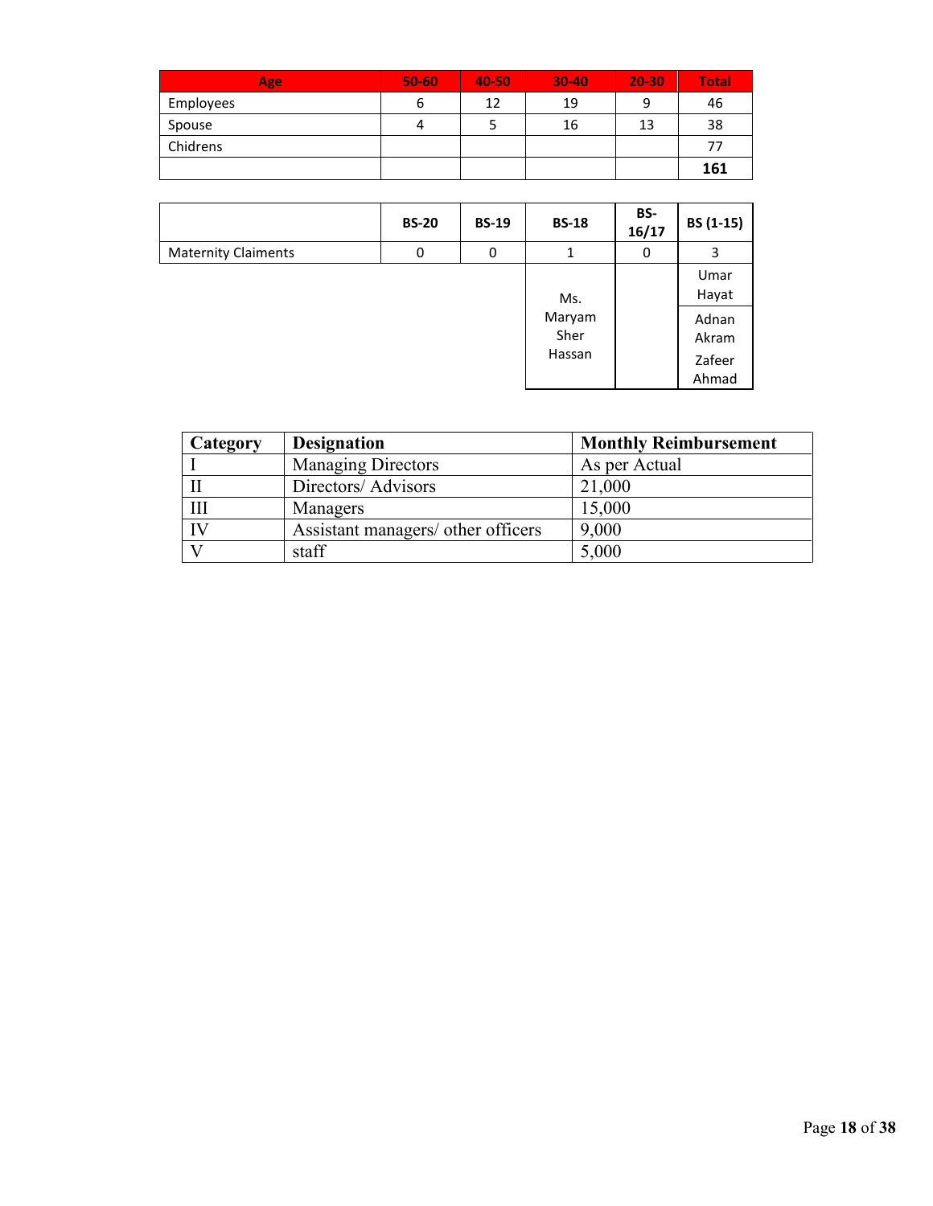| Age | 50-60 | 40-50 | 30-40 | 20-30 | Total |
|---|---|---|---|---|---|
| Employees | 6 | 12 | 19 | 9 | 46 |
| Spouse | 4 | 5 | 16 | 13 | 38 |
| Chidrens | | | | | 77 |
| | | | | | **161** |

| | BS-20 | BS-19 | BS-18 | BS-16/17 | BS (1-15) |
|---|---|---|---|---|---|
| Maternity Claiments | 0 | 0 | 1 | 0 | 3 |
| | | | Ms. Maryam Sher Hassan | | Umar Hayat |
| | | | | | Adnan Akram |
| | | | | | Zafeer Ahmad |

| Category | Designation | Monthly Reimbursement |
|---|---|---|
| I | Managing Directors | As per Actual |
| II | Directors/ Advisors | 21,000 |
| III | Managers | 15,000 |
| IV | Assistant managers/ other officers | 9,000 |
| V | staff | 5,000 |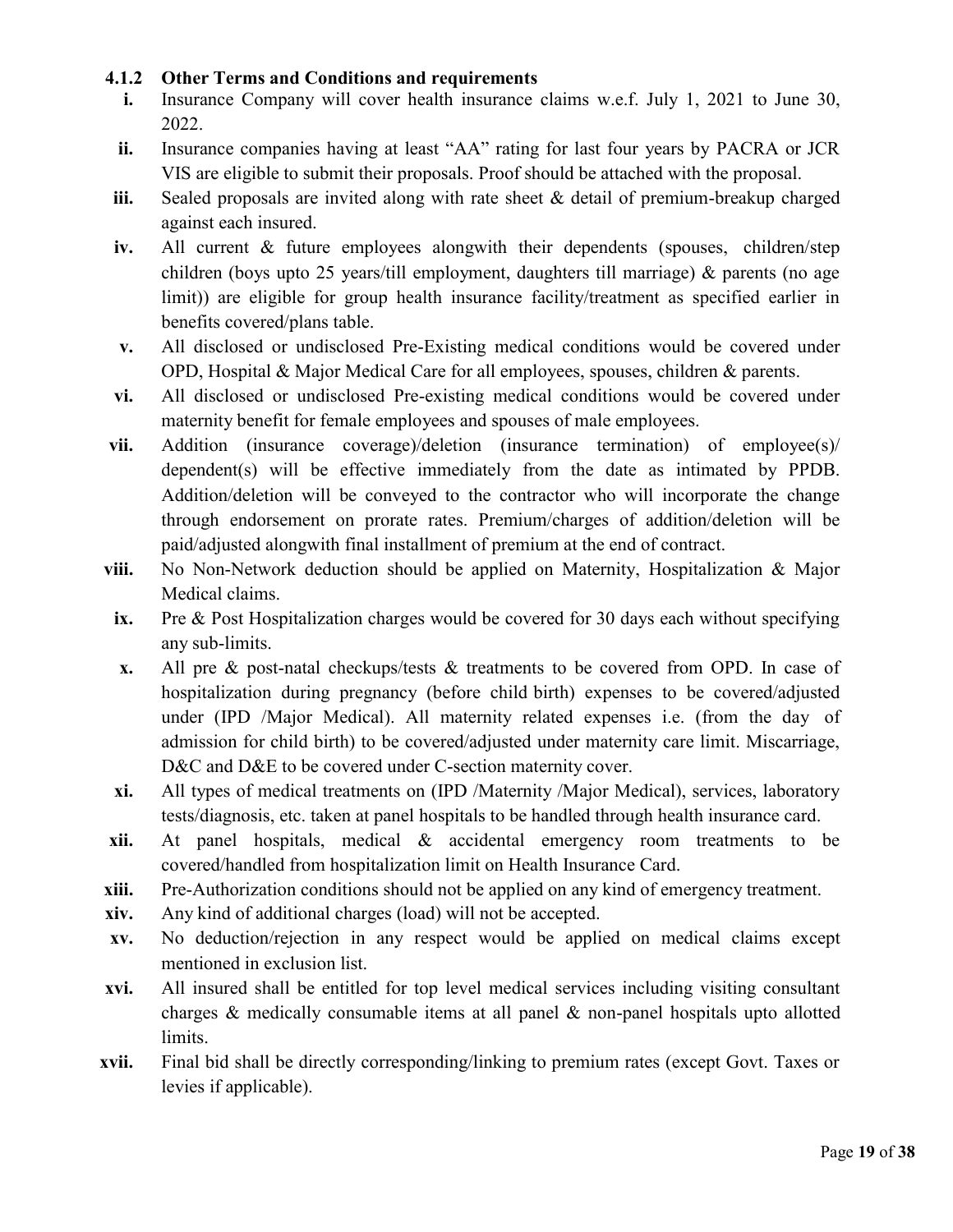#### 4.1.2 Other Terms and Conditions and requirements

- **i.** Insurance Company will cover health insurance claims w.e.f. July 1, 2021 to June 30, 2022.
- **ii.** Insurance companies having at least "AA" rating for last four years by PACRA or JCR VIS are eligible to submit their proposals. Proof should be attached with the proposal.
- **iii.** Sealed proposals are invited along with rate sheet & detail of premium-breakup charged against each insured.
- **iv.** All current & future employees alongwith their dependents (spouses, children/step children (boys upto 25 years/till employment, daughters till marriage) & parents (no age limit)) are eligible for group health insurance facility/treatment as specified earlier in benefits covered/plans table.
- **v.** All disclosed or undisclosed Pre-Existing medical conditions would be covered under OPD, Hospital & Major Medical Care for all employees, spouses, children & parents.
- **vi.** All disclosed or undisclosed Pre-existing medical conditions would be covered under maternity benefit for female employees and spouses of male employees.
- **vii.** Addition (insurance coverage)/deletion (insurance termination) of employee(s)/ dependent(s) will be effective immediately from the date as intimated by PPDB. Addition/deletion will be conveyed to the contractor who will incorporate the change through endorsement on prorate rates. Premium/charges of addition/deletion will be paid/adjusted alongwith final installment of premium at the end of contract.
- **viii.** No Non-Network deduction should be applied on Maternity, Hospitalization & Major Medical claims.
- **ix.** Pre & Post Hospitalization charges would be covered for 30 days each without specifying any sub-limits.
- **x.** All pre & post-natal checkups/tests & treatments to be covered from OPD. In case of hospitalization during pregnancy (before child birth) expenses to be covered/adjusted under (IPD /Major Medical). All maternity related expenses i.e. (from the day of admission for child birth) to be covered/adjusted under maternity care limit. Miscarriage, D&C and D&E to be covered under C-section maternity cover.
- **xi.** All types of medical treatments on (IPD /Maternity /Major Medical), services, laboratory tests/diagnosis, etc. taken at panel hospitals to be handled through health insurance card.
- **xii.** At panel hospitals, medical & accidental emergency room treatments to be covered/handled from hospitalization limit on Health Insurance Card.
- **xiii.** Pre-Authorization conditions should not be applied on any kind of emergency treatment.
- **xiv.** Any kind of additional charges (load) will not be accepted.
- **xv.** No deduction/rejection in any respect would be applied on medical claims except mentioned in exclusion list.
- **xvi.** All insured shall be entitled for top level medical services including visiting consultant charges & medically consumable items at all panel & non-panel hospitals upto allotted limits.
- **xvii.** Final bid shall be directly corresponding/linking to premium rates (except Govt. Taxes or levies if applicable).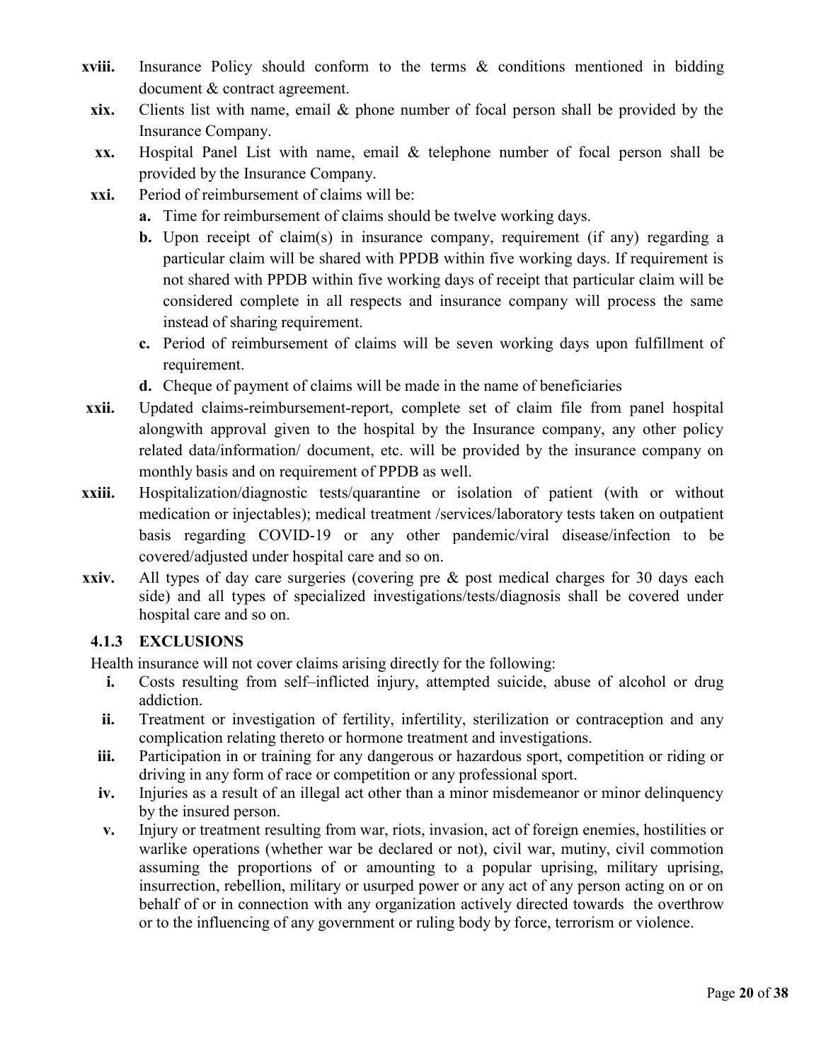xviii. Insurance Policy should conform to the terms & conditions mentioned in bidding document & contract agreement.

xix. Clients list with name, email & phone number of focal person shall be provided by the Insurance Company.

xx. Hospital Panel List with name, email & telephone number of focal person shall be provided by the Insurance Company.

xxi. Period of reimbursement of claims will be:

   a. Time for reimbursement of claims should be twelve working days.

   b. Upon receipt of claim(s) in insurance company, requirement (if any) regarding a particular claim will be shared with PPDB within five working days. If requirement is not shared with PPDB within five working days of receipt that particular claim will be considered complete in all respects and insurance company will process the same instead of sharing requirement.

   c. Period of reimbursement of claims will be seven working days upon fulfillment of requirement.

   d. Cheque of payment of claims will be made in the name of beneficiaries

xxii. Updated claims-reimbursement-report, complete set of claim file from panel hospital alongwith approval given to the hospital by the Insurance company, any other policy related data/information/ document, etc. will be provided by the insurance company on monthly basis and on requirement of PPDB as well.

xxiii. Hospitalization/diagnostic tests/quarantine or isolation of patient (with or without medication or injectables); medical treatment /services/laboratory tests taken on outpatient basis regarding COVID-19 or any other pandemic/viral disease/infection to be covered/adjusted under hospital care and so on.

xxiv. All types of day care surgeries (covering pre & post medical charges for 30 days each side) and all types of specialized investigations/tests/diagnosis shall be covered under hospital care and so on.

### 4.1.3 EXCLUSIONS

Health insurance will not cover claims arising directly for the following:

i. Costs resulting from self–inflicted injury, attempted suicide, abuse of alcohol or drug addiction.

ii. Treatment or investigation of fertility, infertility, sterilization or contraception and any complication relating thereto or hormone treatment and investigations.

iii. Participation in or training for any dangerous or hazardous sport, competition or riding or driving in any form of race or competition or any professional sport.

iv. Injuries as a result of an illegal act other than a minor misdemeanor or minor delinquency by the insured person.

v. Injury or treatment resulting from war, riots, invasion, act of foreign enemies, hostilities or warlike operations (whether war be declared or not), civil war, mutiny, civil commotion assuming the proportions of or amounting to a popular uprising, military uprising, insurrection, rebellion, military or usurped power or any act of any person acting on or on behalf of or in connection with any organization actively directed towards the overthrow or to the influencing of any government or ruling body by force, terrorism or violence.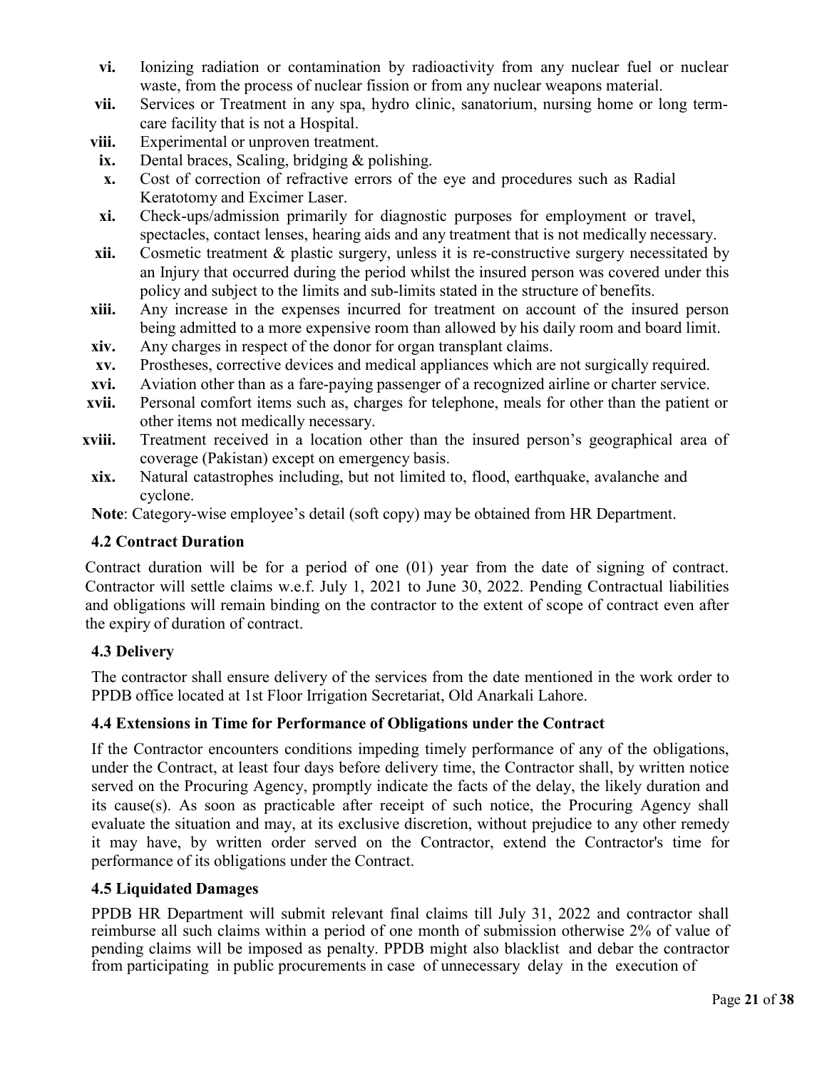vi. Ionizing radiation or contamination by radioactivity from any nuclear fuel or nuclear waste, from the process of nuclear fission or from any nuclear weapons material.

vii. Services or Treatment in any spa, hydro clinic, sanatorium, nursing home or long term-care facility that is not a Hospital.

viii. Experimental or unproven treatment.

ix. Dental braces, Scaling, bridging & polishing.

x. Cost of correction of refractive errors of the eye and procedures such as Radial Keratotomy and Excimer Laser.

xi. Check-ups/admission primarily for diagnostic purposes for employment or travel, spectacles, contact lenses, hearing aids and any treatment that is not medically necessary.

xii. Cosmetic treatment & plastic surgery, unless it is re-constructive surgery necessitated by an Injury that occurred during the period whilst the insured person was covered under this policy and subject to the limits and sub-limits stated in the structure of benefits.

xiii. Any increase in the expenses incurred for treatment on account of the insured person being admitted to a more expensive room than allowed by his daily room and board limit.

xiv. Any charges in respect of the donor for organ transplant claims.

xv. Prostheses, corrective devices and medical appliances which are not surgically required.

xvi. Aviation other than as a fare-paying passenger of a recognized airline or charter service.

xvii. Personal comfort items such as, charges for telephone, meals for other than the patient or other items not medically necessary.

xviii. Treatment received in a location other than the insured person's geographical area of coverage (Pakistan) except on emergency basis.

xix. Natural catastrophes including, but not limited to, flood, earthquake, avalanche and cyclone.

**Note**: Category-wise employee's detail (soft copy) may be obtained from HR Department.

### 4.2 Contract Duration

Contract duration will be for a period of one (01) year from the date of signing of contract. Contractor will settle claims w.e.f. July 1, 2021 to June 30, 2022. Pending Contractual liabilities and obligations will remain binding on the contractor to the extent of scope of contract even after the expiry of duration of contract.

### 4.3 Delivery

The contractor shall ensure delivery of the services from the date mentioned in the work order to PPDB office located at 1st Floor Irrigation Secretariat, Old Anarkali Lahore.

### 4.4 Extensions in Time for Performance of Obligations under the Contract

If the Contractor encounters conditions impeding timely performance of any of the obligations, under the Contract, at least four days before delivery time, the Contractor shall, by written notice served on the Procuring Agency, promptly indicate the facts of the delay, the likely duration and its cause(s). As soon as practicable after receipt of such notice, the Procuring Agency shall evaluate the situation and may, at its exclusive discretion, without prejudice to any other remedy it may have, by written order served on the Contractor, extend the Contractor's time for performance of its obligations under the Contract.

### 4.5 Liquidated Damages

PPDB HR Department will submit relevant final claims till July 31, 2022 and contractor shall reimburse all such claims within a period of one month of submission otherwise 2% of value of pending claims will be imposed as penalty. PPDB might also blacklist and debar the contractor from participating in public procurements in case of unnecessary delay in the execution of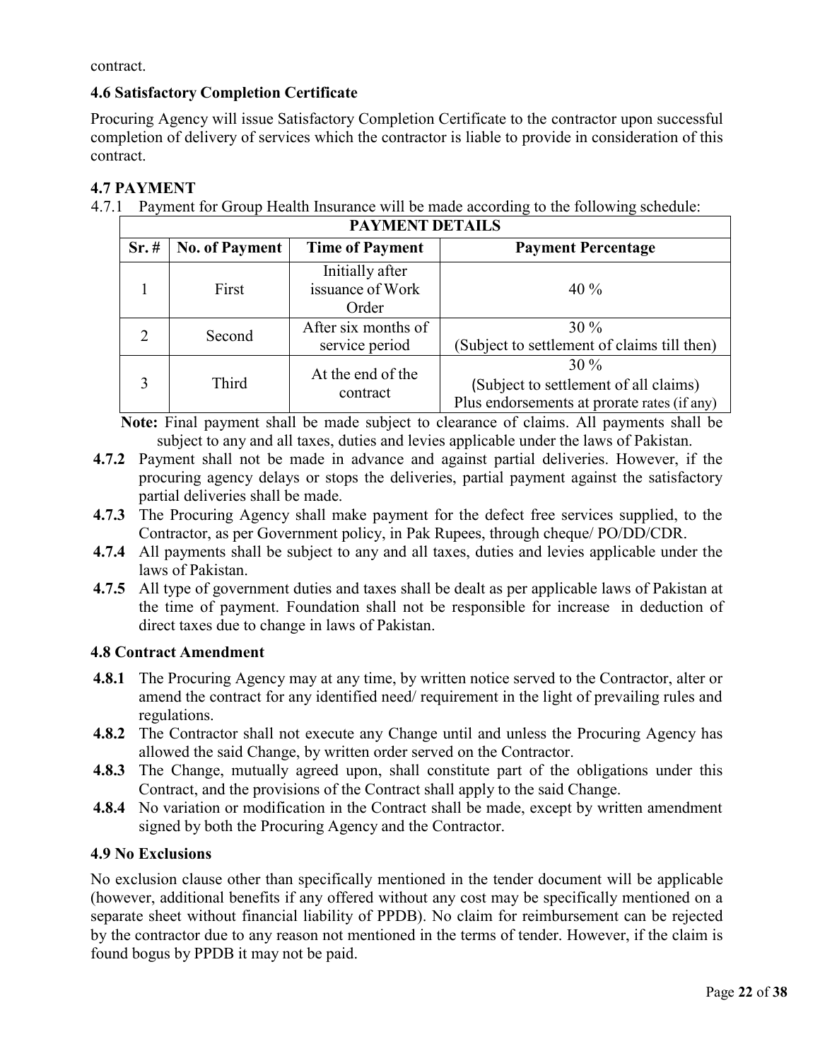contract.

### 4.6 Satisfactory Completion Certificate

Procuring Agency will issue Satisfactory Completion Certificate to the contractor upon successful completion of delivery of services which the contractor is liable to provide in consideration of this contract.

### 4.7 PAYMENT

4.7.1 Payment for Group Health Insurance will be made according to the following schedule:

| PAYMENT DETAILS | | | |
|---|---|---|---|
| **Sr. #** | **No. of Payment** | **Time of Payment** | **Payment Percentage** |
| 1 | First | Initially after issuance of Work Order | 40 % |
| 2 | Second | After six months of service period | 30 %<br>(Subject to settlement of claims till then) |
| 3 | Third | At the end of the contract | 30 %<br>(Subject to settlement of all claims)<br>Plus endorsements at prorate rates (if any) |

**Note:** Final payment shall be made subject to clearance of claims. All payments shall be subject to any and all taxes, duties and levies applicable under the laws of Pakistan.

**4.7.2** Payment shall not be made in advance and against partial deliveries. However, if the procuring agency delays or stops the deliveries, partial payment against the satisfactory partial deliveries shall be made.

**4.7.3** The Procuring Agency shall make payment for the defect free services supplied, to the Contractor, as per Government policy, in Pak Rupees, through cheque/ PO/DD/CDR.

**4.7.4** All payments shall be subject to any and all taxes, duties and levies applicable under the laws of Pakistan.

**4.7.5** All type of government duties and taxes shall be dealt as per applicable laws of Pakistan at the time of payment. Foundation shall not be responsible for increase in deduction of direct taxes due to change in laws of Pakistan.

### 4.8 Contract Amendment

**4.8.1** The Procuring Agency may at any time, by written notice served to the Contractor, alter or amend the contract for any identified need/ requirement in the light of prevailing rules and regulations.

**4.8.2** The Contractor shall not execute any Change until and unless the Procuring Agency has allowed the said Change, by written order served on the Contractor.

**4.8.3** The Change, mutually agreed upon, shall constitute part of the obligations under this Contract, and the provisions of the Contract shall apply to the said Change.

**4.8.4** No variation or modification in the Contract shall be made, except by written amendment signed by both the Procuring Agency and the Contractor.

### 4.9 No Exclusions

No exclusion clause other than specifically mentioned in the tender document will be applicable (however, additional benefits if any offered without any cost may be specifically mentioned on a separate sheet without financial liability of PPDB). No claim for reimbursement can be rejected by the contractor due to any reason not mentioned in the terms of tender. However, if the claim is found bogus by PPDB it may not be paid.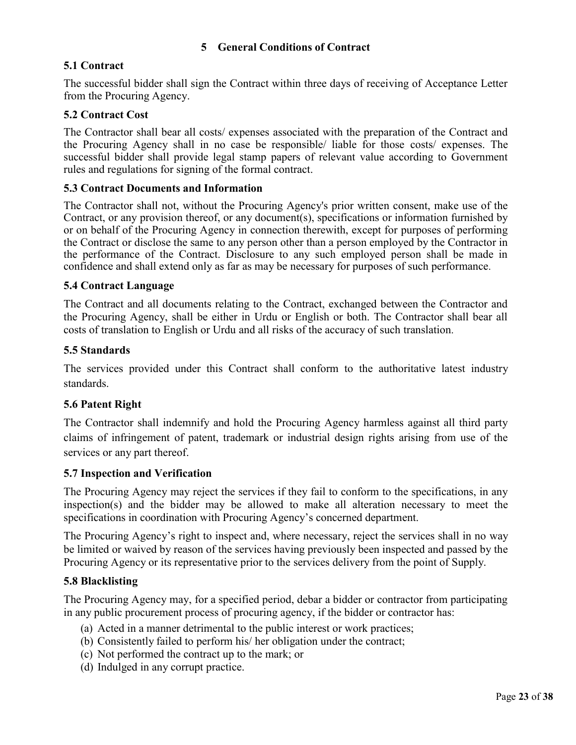# 5 General Conditions of Contract

## 5.1 Contract

The successful bidder shall sign the Contract within three days of receiving of Acceptance Letter from the Procuring Agency.

## 5.2 Contract Cost

The Contractor shall bear all costs/ expenses associated with the preparation of the Contract and the Procuring Agency shall in no case be responsible/ liable for those costs/ expenses. The successful bidder shall provide legal stamp papers of relevant value according to Government rules and regulations for signing of the formal contract.

## 5.3 Contract Documents and Information

The Contractor shall not, without the Procuring Agency's prior written consent, make use of the Contract, or any provision thereof, or any document(s), specifications or information furnished by or on behalf of the Procuring Agency in connection therewith, except for purposes of performing the Contract or disclose the same to any person other than a person employed by the Contractor in the performance of the Contract. Disclosure to any such employed person shall be made in confidence and shall extend only as far as may be necessary for purposes of such performance.

## 5.4 Contract Language

The Contract and all documents relating to the Contract, exchanged between the Contractor and the Procuring Agency, shall be either in Urdu or English or both. The Contractor shall bear all costs of translation to English or Urdu and all risks of the accuracy of such translation.

## 5.5 Standards

The services provided under this Contract shall conform to the authoritative latest industry standards.

## 5.6 Patent Right

The Contractor shall indemnify and hold the Procuring Agency harmless against all third party claims of infringement of patent, trademark or industrial design rights arising from use of the services or any part thereof.

## 5.7 Inspection and Verification

The Procuring Agency may reject the services if they fail to conform to the specifications, in any inspection(s) and the bidder may be allowed to make all alteration necessary to meet the specifications in coordination with Procuring Agency's concerned department.

The Procuring Agency's right to inspect and, where necessary, reject the services shall in no way be limited or waived by reason of the services having previously been inspected and passed by the Procuring Agency or its representative prior to the services delivery from the point of Supply.

## 5.8 Blacklisting

The Procuring Agency may, for a specified period, debar a bidder or contractor from participating in any public procurement process of procuring agency, if the bidder or contractor has:

(a) Acted in a manner detrimental to the public interest or work practices;
(b) Consistently failed to perform his/ her obligation under the contract;
(c) Not performed the contract up to the mark; or
(d) Indulged in any corrupt practice.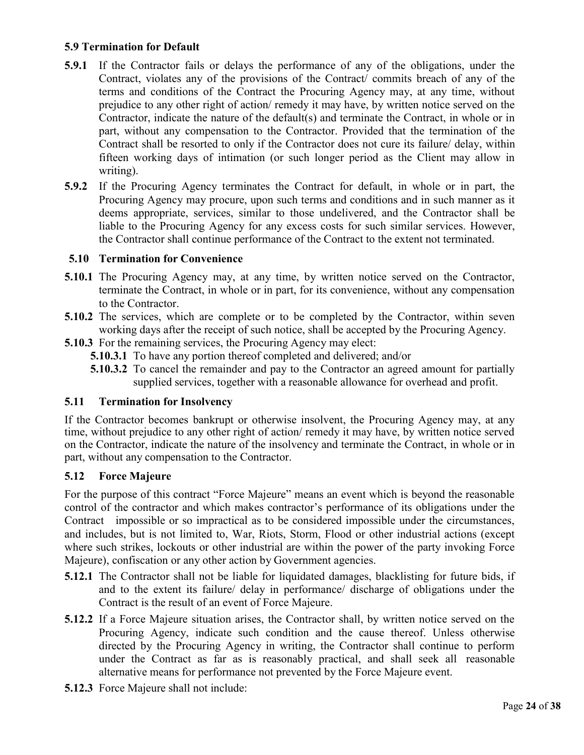### 5.9 Termination for Default

**5.9.1** If the Contractor fails or delays the performance of any of the obligations, under the Contract, violates any of the provisions of the Contract/ commits breach of any of the terms and conditions of the Contract the Procuring Agency may, at any time, without prejudice to any other right of action/ remedy it may have, by written notice served on the Contractor, indicate the nature of the default(s) and terminate the Contract, in whole or in part, without any compensation to the Contractor. Provided that the termination of the Contract shall be resorted to only if the Contractor does not cure its failure/ delay, within fifteen working days of intimation (or such longer period as the Client may allow in writing).

**5.9.2** If the Procuring Agency terminates the Contract for default, in whole or in part, the Procuring Agency may procure, upon such terms and conditions and in such manner as it deems appropriate, services, similar to those undelivered, and the Contractor shall be liable to the Procuring Agency for any excess costs for such similar services. However, the Contractor shall continue performance of the Contract to the extent not terminated.

### 5.10 Termination for Convenience

**5.10.1** The Procuring Agency may, at any time, by written notice served on the Contractor, terminate the Contract, in whole or in part, for its convenience, without any compensation to the Contractor.

**5.10.2** The services, which are complete or to be completed by the Contractor, within seven working days after the receipt of such notice, shall be accepted by the Procuring Agency.

**5.10.3** For the remaining services, the Procuring Agency may elect:

- **5.10.3.1** To have any portion thereof completed and delivered; and/or
- **5.10.3.2** To cancel the remainder and pay to the Contractor an agreed amount for partially supplied services, together with a reasonable allowance for overhead and profit.

### 5.11 Termination for Insolvency

If the Contractor becomes bankrupt or otherwise insolvent, the Procuring Agency may, at any time, without prejudice to any other right of action/ remedy it may have, by written notice served on the Contractor, indicate the nature of the insolvency and terminate the Contract, in whole or in part, without any compensation to the Contractor.

### 5.12 Force Majeure

For the purpose of this contract "Force Majeure" means an event which is beyond the reasonable control of the contractor and which makes contractor's performance of its obligations under the Contract impossible or so impractical as to be considered impossible under the circumstances, and includes, but is not limited to, War, Riots, Storm, Flood or other industrial actions (except where such strikes, lockouts or other industrial are within the power of the party invoking Force Majeure), confiscation or any other action by Government agencies.

**5.12.1** The Contractor shall not be liable for liquidated damages, blacklisting for future bids, if and to the extent its failure/ delay in performance/ discharge of obligations under the Contract is the result of an event of Force Majeure.

**5.12.2** If a Force Majeure situation arises, the Contractor shall, by written notice served on the Procuring Agency, indicate such condition and the cause thereof. Unless otherwise directed by the Procuring Agency in writing, the Contractor shall continue to perform under the Contract as far as is reasonably practical, and shall seek all reasonable alternative means for performance not prevented by the Force Majeure event.

**5.12.3** Force Majeure shall not include: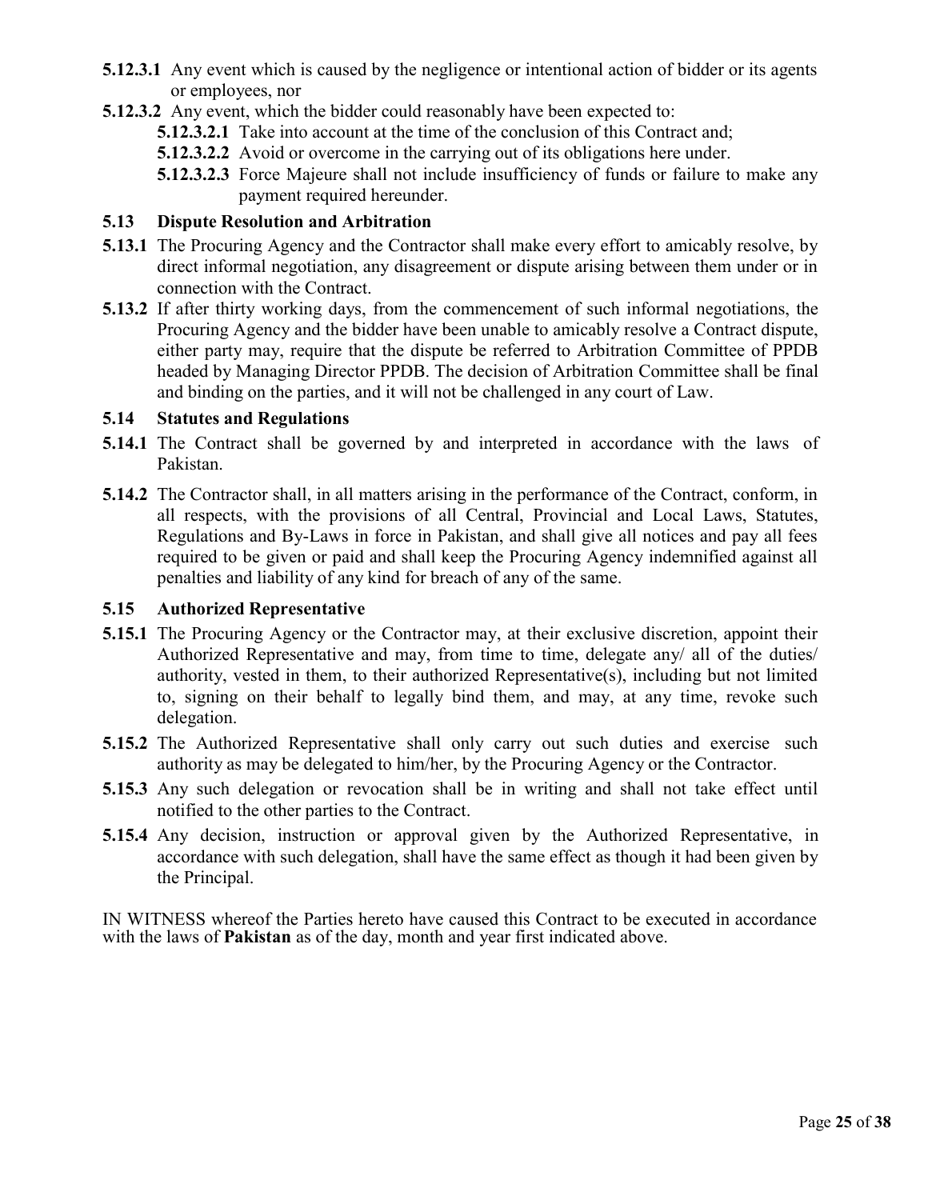**5.12.3.1** Any event which is caused by the negligence or intentional action of bidder or its agents or employees, nor

**5.12.3.2** Any event, which the bidder could reasonably have been expected to:

- **5.12.3.2.1** Take into account at the time of the conclusion of this Contract and;
- **5.12.3.2.2** Avoid or overcome in the carrying out of its obligations here under.
- **5.12.3.2.3** Force Majeure shall not include insufficiency of funds or failure to make any payment required hereunder.

### 5.13 Dispute Resolution and Arbitration

**5.13.1** The Procuring Agency and the Contractor shall make every effort to amicably resolve, by direct informal negotiation, any disagreement or dispute arising between them under or in connection with the Contract.

**5.13.2** If after thirty working days, from the commencement of such informal negotiations, the Procuring Agency and the bidder have been unable to amicably resolve a Contract dispute, either party may, require that the dispute be referred to Arbitration Committee of PPDB headed by Managing Director PPDB. The decision of Arbitration Committee shall be final and binding on the parties, and it will not be challenged in any court of Law.

### 5.14 Statutes and Regulations

**5.14.1** The Contract shall be governed by and interpreted in accordance with the laws of Pakistan.

**5.14.2** The Contractor shall, in all matters arising in the performance of the Contract, conform, in all respects, with the provisions of all Central, Provincial and Local Laws, Statutes, Regulations and By-Laws in force in Pakistan, and shall give all notices and pay all fees required to be given or paid and shall keep the Procuring Agency indemnified against all penalties and liability of any kind for breach of any of the same.

### 5.15 Authorized Representative

**5.15.1** The Procuring Agency or the Contractor may, at their exclusive discretion, appoint their Authorized Representative and may, from time to time, delegate any/ all of the duties/ authority, vested in them, to their authorized Representative(s), including but not limited to, signing on their behalf to legally bind them, and may, at any time, revoke such delegation.

**5.15.2** The Authorized Representative shall only carry out such duties and exercise such authority as may be delegated to him/her, by the Procuring Agency or the Contractor.

**5.15.3** Any such delegation or revocation shall be in writing and shall not take effect until notified to the other parties to the Contract.

**5.15.4** Any decision, instruction or approval given by the Authorized Representative, in accordance with such delegation, shall have the same effect as though it had been given by the Principal.

IN WITNESS whereof the Parties hereto have caused this Contract to be executed in accordance with the laws of **Pakistan** as of the day, month and year first indicated above.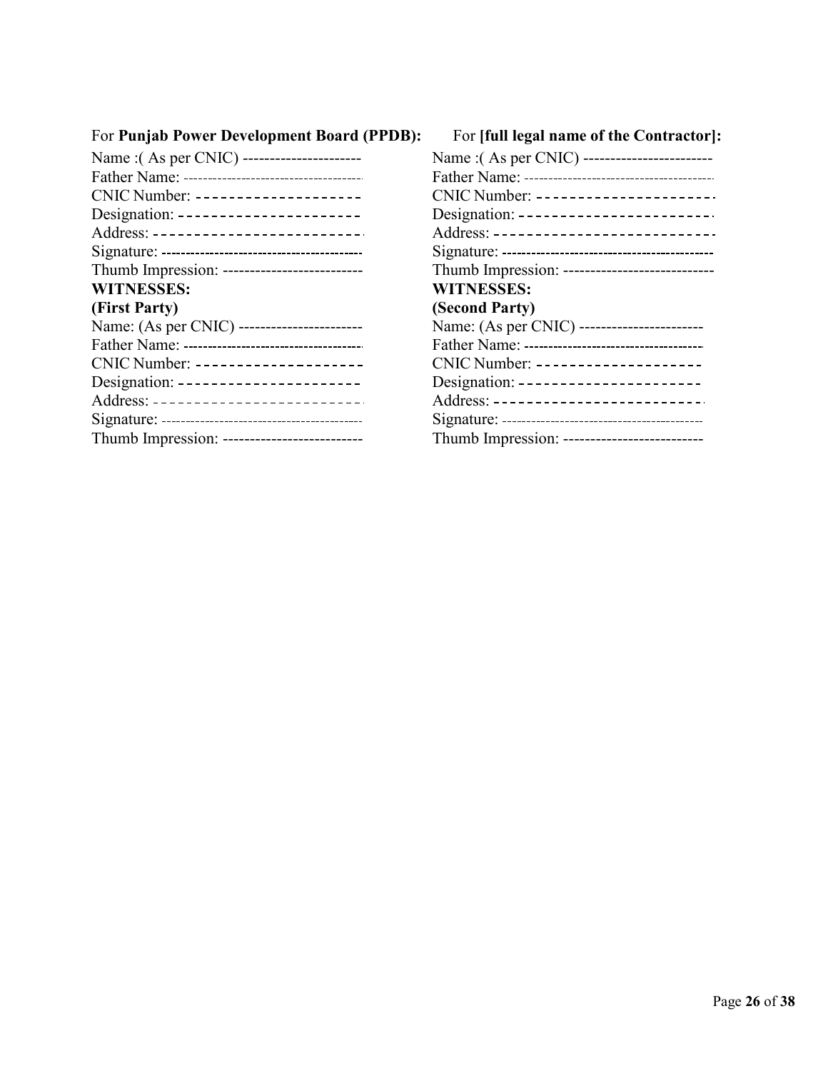For **Punjab Power Development Board (PPDB):**

Name :( As per CNIC) ----------------------
Father Name: ----------------------------------------
CNIC Number: --------------------
Designation: ---------------------
Address: -------------------------
Signature: ----------------------------------------
Thumb Impression: --------------------------

**WITNESSES:**
**(First Party)**

Name: (As per CNIC) -----------------------
Father Name: ----------------------------------------
CNIC Number: --------------------
Designation: ---------------------
Address: -------------------------
Signature: ----------------------------------------
Thumb Impression: --------------------------

For **[full legal name of the Contractor]:**

Name :( As per CNIC) ------------------------
Father Name: ----------------------------------------
CNIC Number: ---------------------
Designation: -----------------------
Address: --------------------------
Signature: ----------------------------------------
Thumb Impression: ----------------------------

**WITNESSES:**
**(Second Party)**

Name: (As per CNIC) -----------------------
Father Name: ----------------------------------------
CNIC Number: --------------------
Designation: ---------------------
Address: -------------------------
Signature: ----------------------------------------
Thumb Impression: --------------------------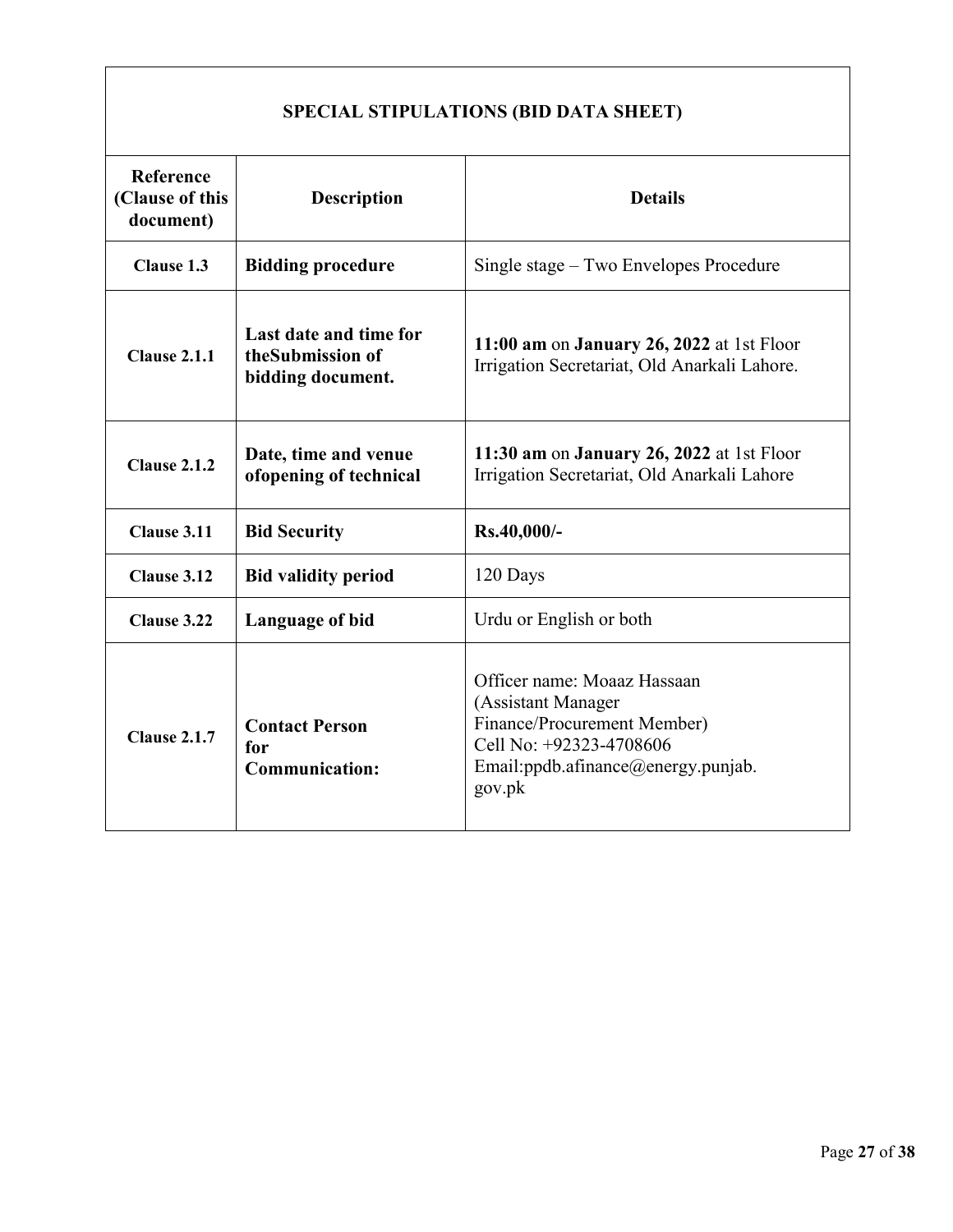## SPECIAL STIPULATIONS (BID DATA SHEET)

| Reference (Clause of this document) | Description | Details |
|---|---|---|
| **Clause 1.3** | **Bidding procedure** | Single stage – Two Envelopes Procedure |
| **Clause 2.1.1** | **Last date and time for theSubmission of bidding document.** | **11:00 am** on **January 26, 2022** at 1st Floor Irrigation Secretariat, Old Anarkali Lahore. |
| **Clause 2.1.2** | **Date, time and venue ofopening of technical** | **11:30 am** on **January 26, 2022** at 1st Floor Irrigation Secretariat, Old Anarkali Lahore |
| **Clause 3.11** | **Bid Security** | **Rs.40,000/-** |
| **Clause 3.12** | **Bid validity period** | 120 Days |
| **Clause 3.22** | **Language of bid** | Urdu or English or both |
| **Clause 2.1.7** | **Contact Person for Communication:** | Officer name: Moaaz Hassaan (Assistant Manager Finance/Procurement Member) Cell No: +92323-4708606 Email:ppdb.afinance@energy.punjab.gov.pk |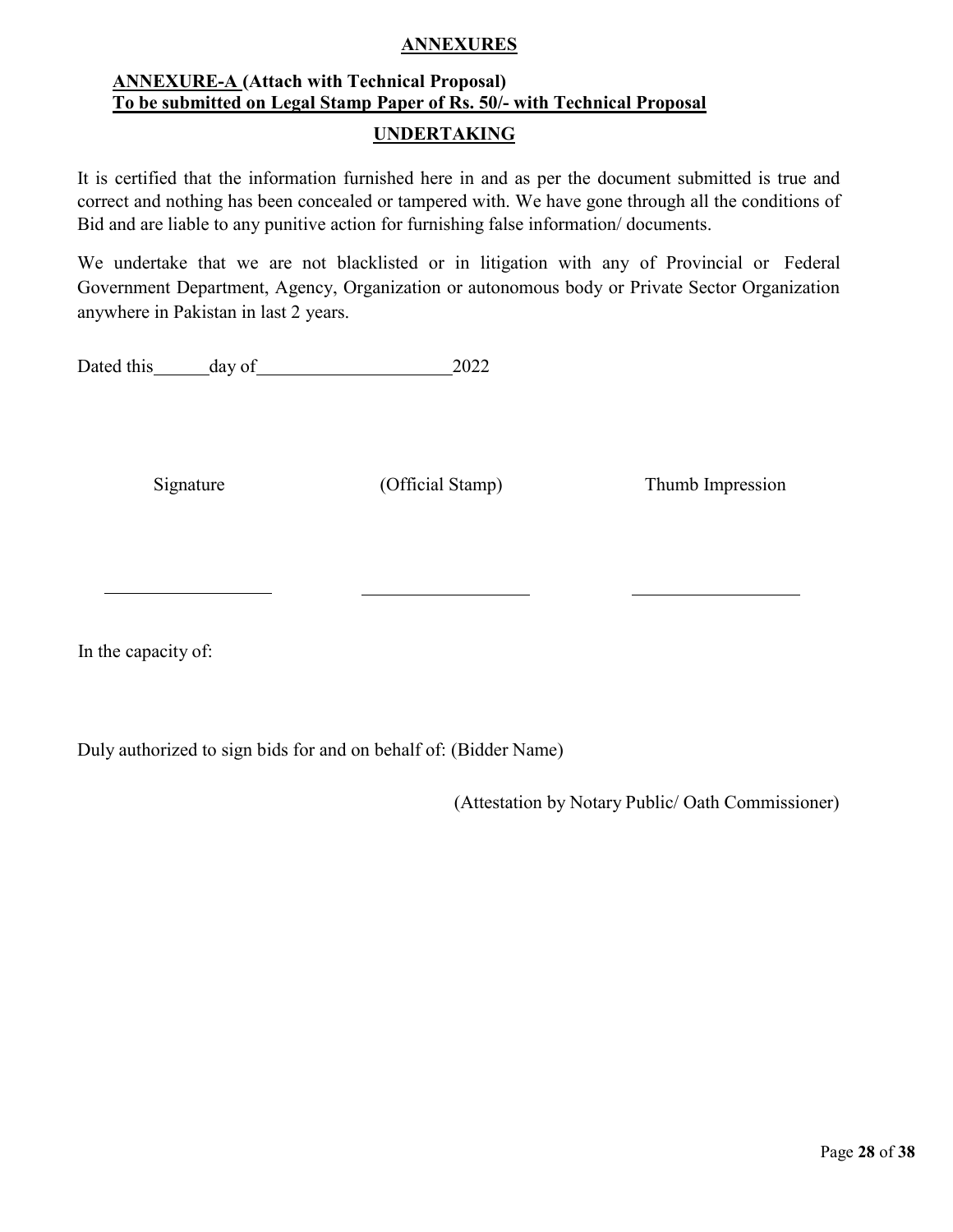## ANNEXURES

### ANNEXURE-A (Attach with Technical Proposal)
**To be submitted on Legal Stamp Paper of Rs. 50/- with Technical Proposal**

### UNDERTAKING

It is certified that the information furnished here in and as per the document submitted is true and correct and nothing has been concealed or tampered with. We have gone through all the conditions of Bid and are liable to any punitive action for furnishing false information/ documents.

We undertake that we are not blacklisted or in litigation with any of Provincial or Federal Government Department, Agency, Organization or autonomous body or Private Sector Organization anywhere in Pakistan in last 2 years.

Dated this ______ day of ____________________ 2022

Signature (Official Stamp) Thumb Impression

__________________ __________________ __________________

In the capacity of:

Duly authorized to sign bids for and on behalf of: (Bidder Name)

(Attestation by Notary Public/ Oath Commissioner)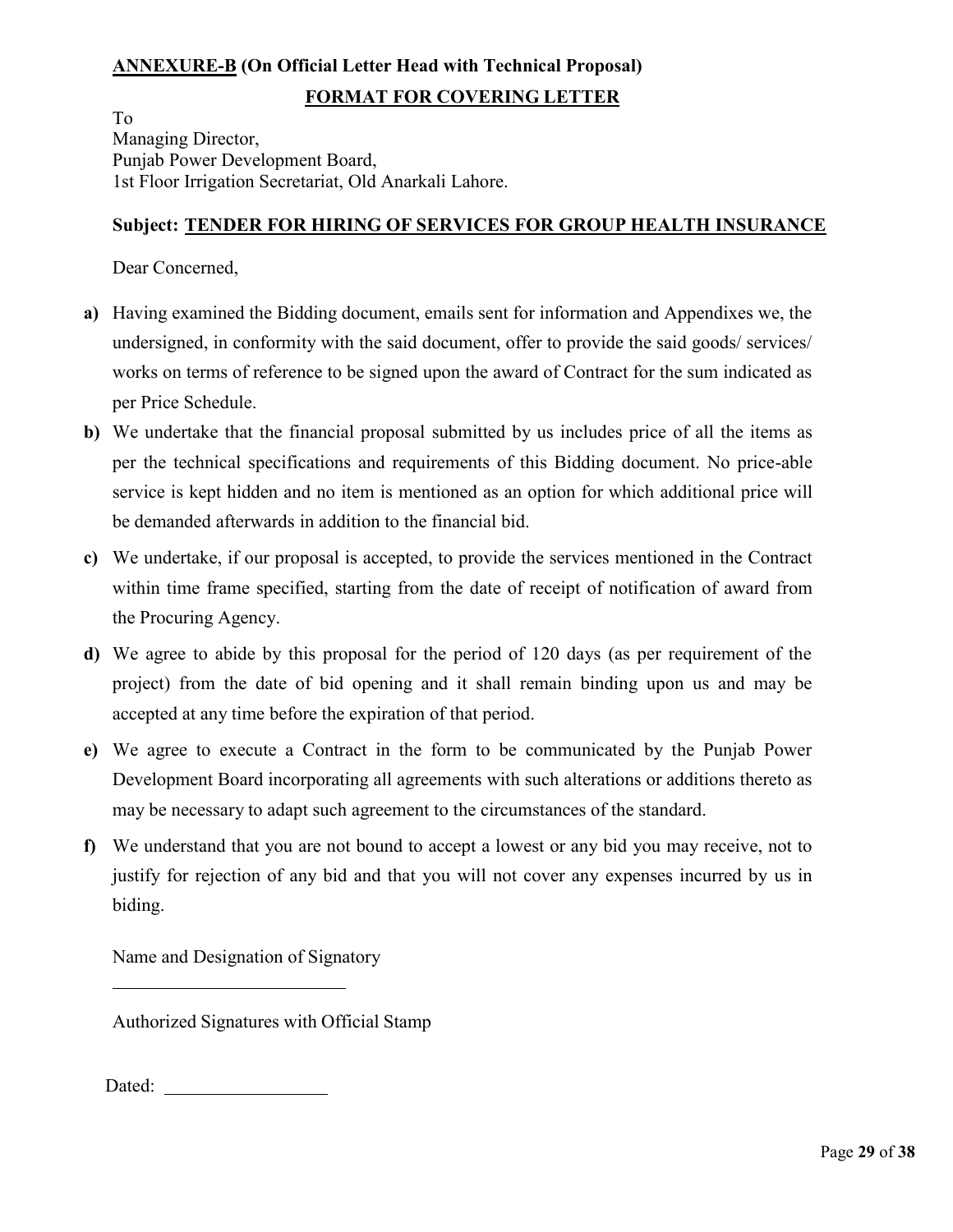**ANNEXURE-B (On Official Letter Head with Technical Proposal)**

**FORMAT FOR COVERING LETTER**

To
Managing Director,
Punjab Power Development Board,
1st Floor Irrigation Secretariat, Old Anarkali Lahore.

**Subject: TENDER FOR HIRING OF SERVICES FOR GROUP HEALTH INSURANCE**

Dear Concerned,

**a)** Having examined the Bidding document, emails sent for information and Appendixes we, the undersigned, in conformity with the said document, offer to provide the said goods/ services/ works on terms of reference to be signed upon the award of Contract for the sum indicated as per Price Schedule.

**b)** We undertake that the financial proposal submitted by us includes price of all the items as per the technical specifications and requirements of this Bidding document. No price-able service is kept hidden and no item is mentioned as an option for which additional price will be demanded afterwards in addition to the financial bid.

**c)** We undertake, if our proposal is accepted, to provide the services mentioned in the Contract within time frame specified, starting from the date of receipt of notification of award from the Procuring Agency.

**d)** We agree to abide by this proposal for the period of 120 days (as per requirement of the project) from the date of bid opening and it shall remain binding upon us and may be accepted at any time before the expiration of that period.

**e)** We agree to execute a Contract in the form to be communicated by the Punjab Power Development Board incorporating all agreements with such alterations or additions thereto as may be necessary to adapt such agreement to the circumstances of the standard.

**f)** We understand that you are not bound to accept a lowest or any bid you may receive, not to justify for rejection of any bid and that you will not cover any expenses incurred by us in biding.

Name and Designation of Signatory

_________________________

Authorized Signatures with Official Stamp

Dated: _________________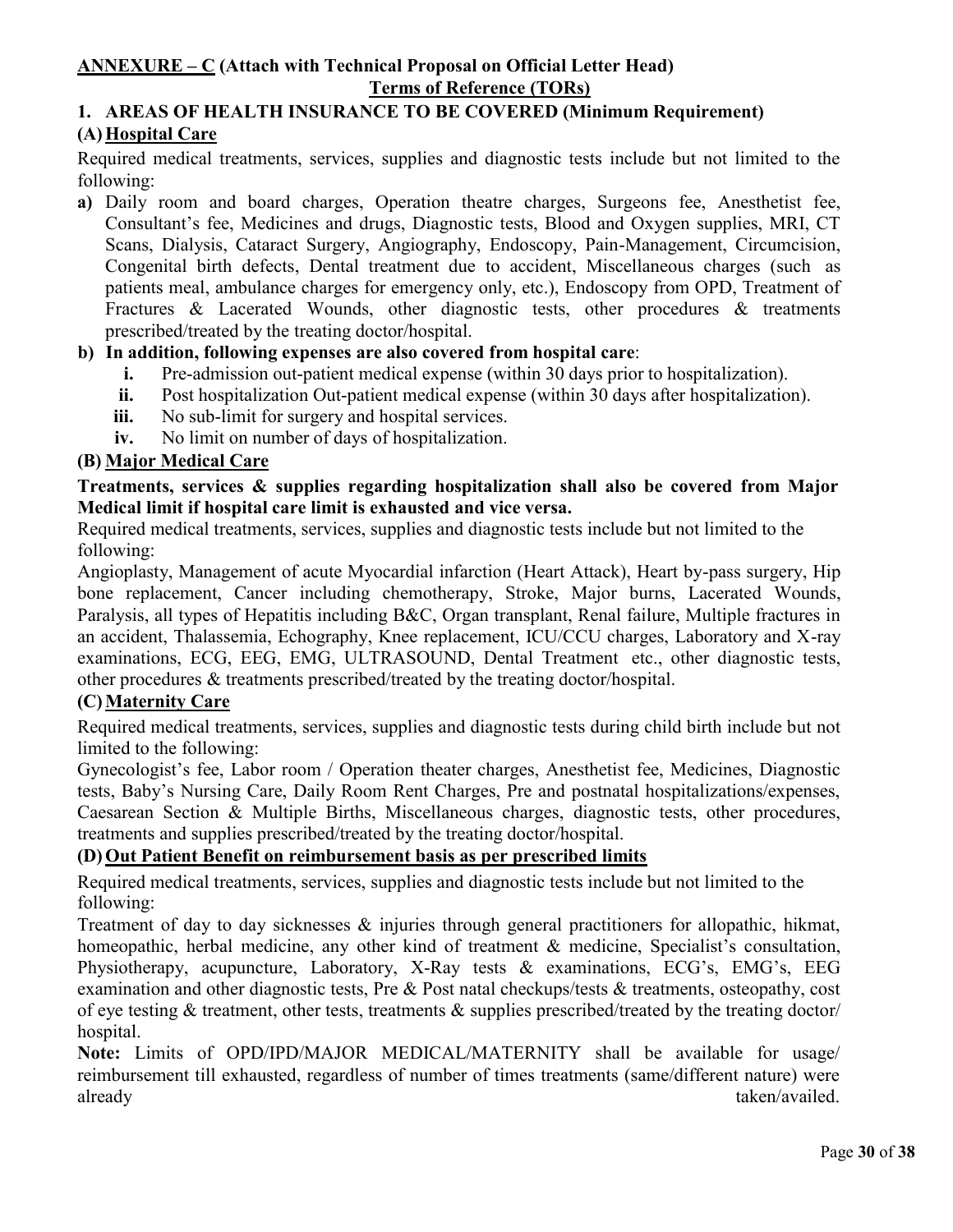**ANNEXURE – C (Attach with Technical Proposal on Official Letter Head)**

**Terms of Reference (TORs)**

## 1. AREAS OF HEALTH INSURANCE TO BE COVERED (Minimum Requirement)

### (A) Hospital Care

Required medical treatments, services, supplies and diagnostic tests include but not limited to the following:

**a)** Daily room and board charges, Operation theatre charges, Surgeons fee, Anesthetist fee, Consultant's fee, Medicines and drugs, Diagnostic tests, Blood and Oxygen supplies, MRI, CT Scans, Dialysis, Cataract Surgery, Angiography, Endoscopy, Pain-Management, Circumcision, Congenital birth defects, Dental treatment due to accident, Miscellaneous charges (such as patients meal, ambulance charges for emergency only, etc.), Endoscopy from OPD, Treatment of Fractures & Lacerated Wounds, other diagnostic tests, other procedures & treatments prescribed/treated by the treating doctor/hospital.

**b) In addition, following expenses are also covered from hospital care**:

- **i.** Pre-admission out-patient medical expense (within 30 days prior to hospitalization).
- **ii.** Post hospitalization Out-patient medical expense (within 30 days after hospitalization).
- **iii.** No sub-limit for surgery and hospital services.
- **iv.** No limit on number of days of hospitalization.

### (B) Major Medical Care

**Treatments, services & supplies regarding hospitalization shall also be covered from Major Medical limit if hospital care limit is exhausted and vice versa.**

Required medical treatments, services, supplies and diagnostic tests include but not limited to the following:

Angioplasty, Management of acute Myocardial infarction (Heart Attack), Heart by-pass surgery, Hip bone replacement, Cancer including chemotherapy, Stroke, Major burns, Lacerated Wounds, Paralysis, all types of Hepatitis including B&C, Organ transplant, Renal failure, Multiple fractures in an accident, Thalassemia, Echography, Knee replacement, ICU/CCU charges, Laboratory and X-ray examinations, ECG, EEG, EMG, ULTRASOUND, Dental Treatment etc., other diagnostic tests, other procedures & treatments prescribed/treated by the treating doctor/hospital.

### (C) Maternity Care

Required medical treatments, services, supplies and diagnostic tests during child birth include but not limited to the following:

Gynecologist's fee, Labor room / Operation theater charges, Anesthetist fee, Medicines, Diagnostic tests, Baby's Nursing Care, Daily Room Rent Charges, Pre and postnatal hospitalizations/expenses, Caesarean Section & Multiple Births, Miscellaneous charges, diagnostic tests, other procedures, treatments and supplies prescribed/treated by the treating doctor/hospital.

### (D) Out Patient Benefit on reimbursement basis as per prescribed limits

Required medical treatments, services, supplies and diagnostic tests include but not limited to the following:

Treatment of day to day sicknesses & injuries through general practitioners for allopathic, hikmat, homeopathic, herbal medicine, any other kind of treatment & medicine, Specialist's consultation, Physiotherapy, acupuncture, Laboratory, X-Ray tests & examinations, ECG's, EMG's, EEG examination and other diagnostic tests, Pre & Post natal checkups/tests & treatments, osteopathy, cost of eye testing & treatment, other tests, treatments & supplies prescribed/treated by the treating doctor/ hospital.

**Note:** Limits of OPD/IPD/MAJOR MEDICAL/MATERNITY shall be available for usage/ reimbursement till exhausted, regardless of number of times treatments (same/different nature) were already taken/availed.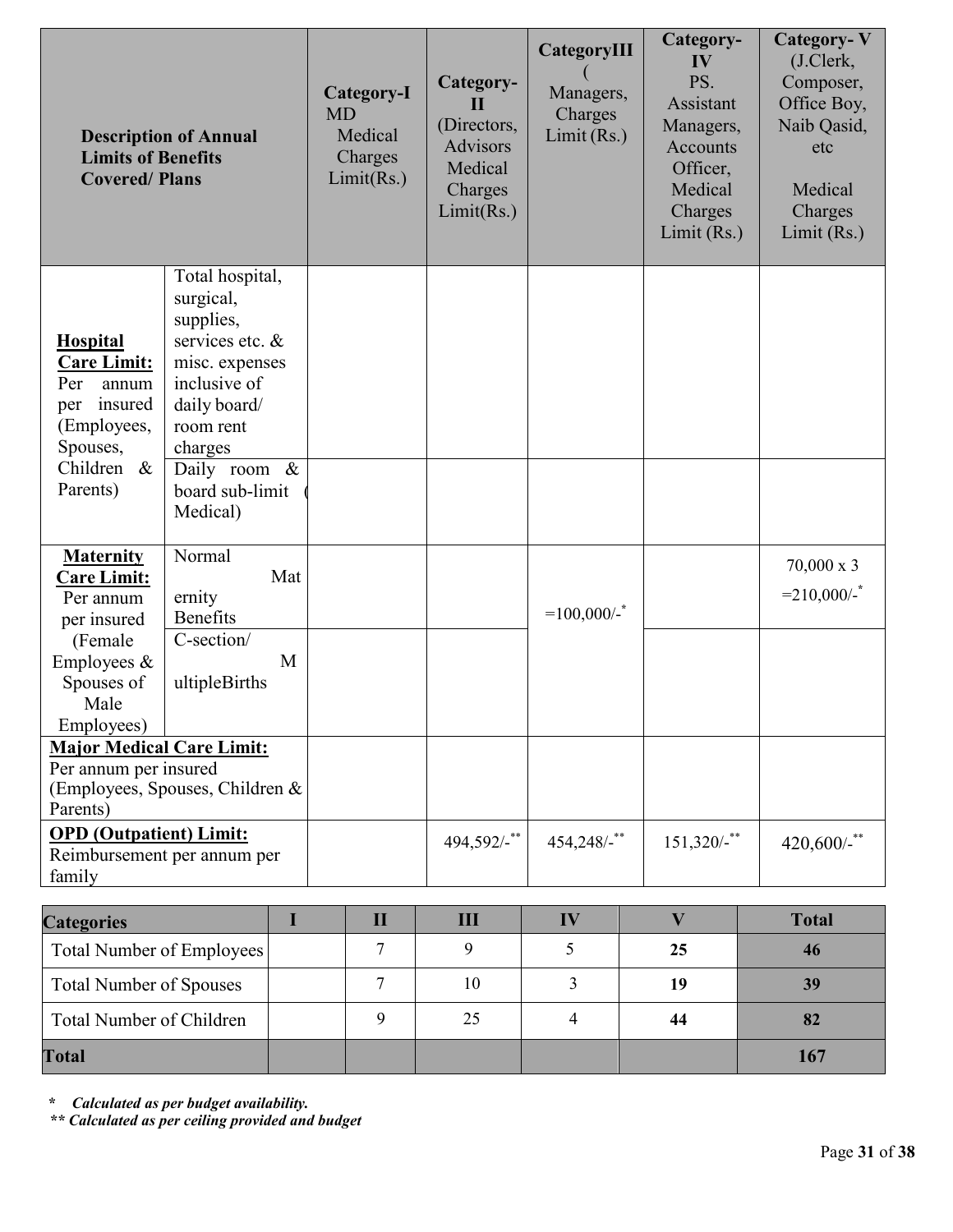| Description of Annual Limits of Benefits Covered/ Plans | | Category-I MD Medical Charges Limit(Rs.) | Category-II (Directors, Advisors Medical Charges Limit(Rs.) | CategoryIII ( Managers, Charges Limit (Rs.) | Category-IV PS. Assistant Managers, Accounts Officer, Medical Charges Limit (Rs.) | Category- V (J.Clerk, Composer, Office Boy, Naib Qasid, etc Medical Charges Limit (Rs.) |
|---|---|---|---|---|---|---|
| **Hospital Care Limit:** Per annum per insured (Employees, Spouses, Children & Parents) | Total hospital, surgical, supplies, services etc. & misc. expenses inclusive of daily board/ room rent charges | | | | | |
| | Daily room & board sub-limit ( Medical) | | | | | |
| **Maternity Care Limit:** Per annum per insured (Female Employees & Spouses of Male Employees) | Normal Maternity Benefits | | | =100,000/-* | | 70,000 x 3 =210,000/-* |
| | C-section/ MultipleBirths | | | | | |
| **Major Medical Care Limit:** Per annum per insured (Employees, Spouses, Children & Parents) | | | | | | |
| **OPD (Outpatient) Limit:** Reimbursement per annum per family | | | 494,592/-** | 454,248/-** | 151,320/-** | 420,600/-** |

| Categories | I | II | III | IV | V | Total |
|---|---|---|---|---|---|---|
| Total Number of Employees | | 7 | 9 | 5 | **25** | **46** |
| Total Number of Spouses | | 7 | 10 | 3 | **19** | **39** |
| Total Number of Children | | 9 | 25 | 4 | **44** | **82** |
| **Total** | | | | | | **167** |

*\* Calculated as per budget availability.*
*\*\* Calculated as per ceiling provided and budget*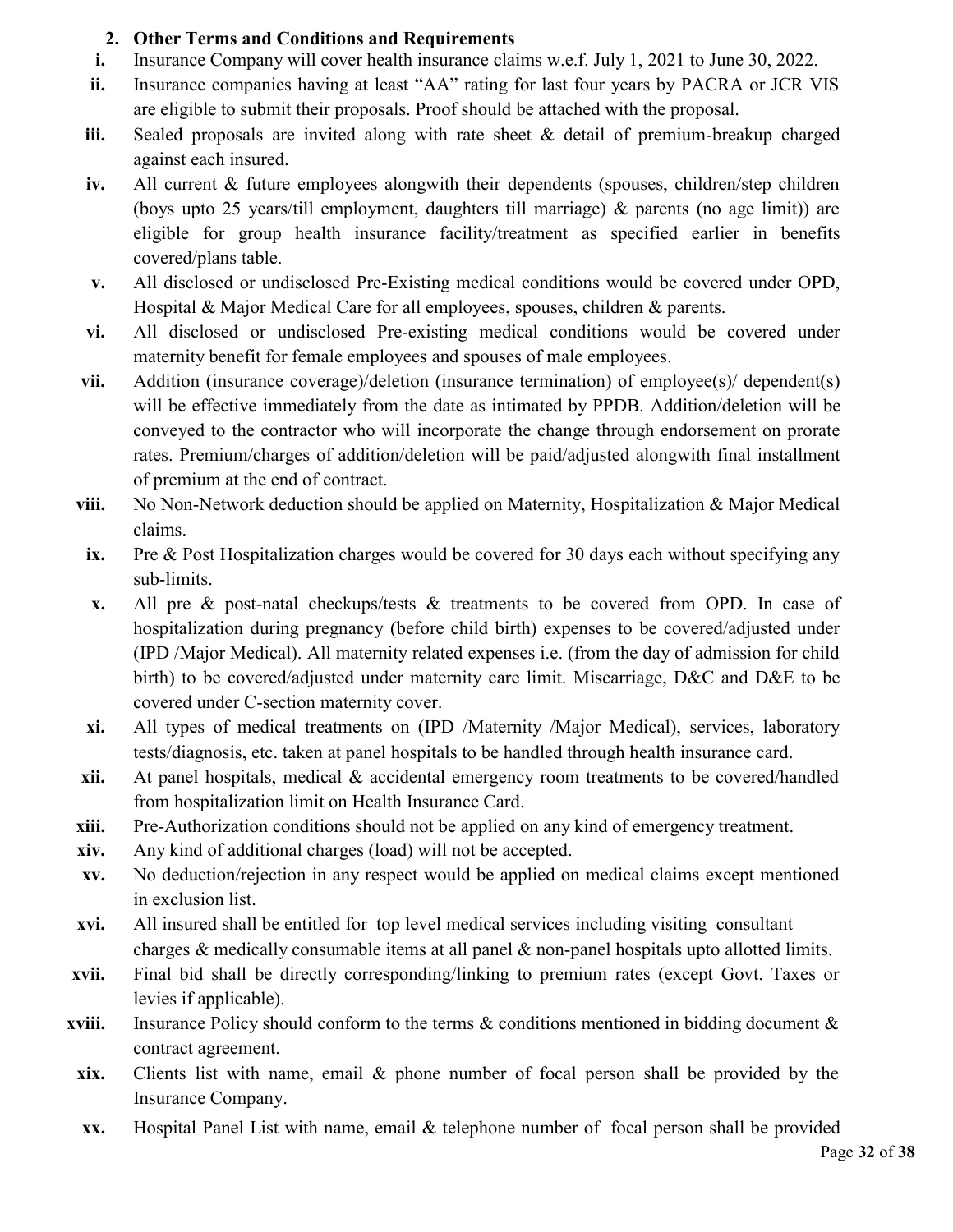## 2. Other Terms and Conditions and Requirements

i. Insurance Company will cover health insurance claims w.e.f. July 1, 2021 to June 30, 2022.

ii. Insurance companies having at least "AA" rating for last four years by PACRA or JCR VIS are eligible to submit their proposals. Proof should be attached with the proposal.

iii. Sealed proposals are invited along with rate sheet & detail of premium-breakup charged against each insured.

iv. All current & future employees alongwith their dependents (spouses, children/step children (boys upto 25 years/till employment, daughters till marriage) & parents (no age limit)) are eligible for group health insurance facility/treatment as specified earlier in benefits covered/plans table.

v. All disclosed or undisclosed Pre-Existing medical conditions would be covered under OPD, Hospital & Major Medical Care for all employees, spouses, children & parents.

vi. All disclosed or undisclosed Pre-existing medical conditions would be covered under maternity benefit for female employees and spouses of male employees.

vii. Addition (insurance coverage)/deletion (insurance termination) of employee(s)/ dependent(s) will be effective immediately from the date as intimated by PPDB. Addition/deletion will be conveyed to the contractor who will incorporate the change through endorsement on prorate rates. Premium/charges of addition/deletion will be paid/adjusted alongwith final installment of premium at the end of contract.

viii. No Non-Network deduction should be applied on Maternity, Hospitalization & Major Medical claims.

ix. Pre & Post Hospitalization charges would be covered for 30 days each without specifying any sub-limits.

x. All pre & post-natal checkups/tests & treatments to be covered from OPD. In case of hospitalization during pregnancy (before child birth) expenses to be covered/adjusted under (IPD /Major Medical). All maternity related expenses i.e. (from the day of admission for child birth) to be covered/adjusted under maternity care limit. Miscarriage, D&C and D&E to be covered under C-section maternity cover.

xi. All types of medical treatments on (IPD /Maternity /Major Medical), services, laboratory tests/diagnosis, etc. taken at panel hospitals to be handled through health insurance card.

xii. At panel hospitals, medical & accidental emergency room treatments to be covered/handled from hospitalization limit on Health Insurance Card.

xiii. Pre-Authorization conditions should not be applied on any kind of emergency treatment.

xiv. Any kind of additional charges (load) will not be accepted.

xv. No deduction/rejection in any respect would be applied on medical claims except mentioned in exclusion list.

xvi. All insured shall be entitled for top level medical services including visiting consultant charges & medically consumable items at all panel & non-panel hospitals upto allotted limits.

xvii. Final bid shall be directly corresponding/linking to premium rates (except Govt. Taxes or levies if applicable).

xviii. Insurance Policy should conform to the terms & conditions mentioned in bidding document & contract agreement.

xix. Clients list with name, email & phone number of focal person shall be provided by the Insurance Company.

xx. Hospital Panel List with name, email & telephone number of focal person shall be provided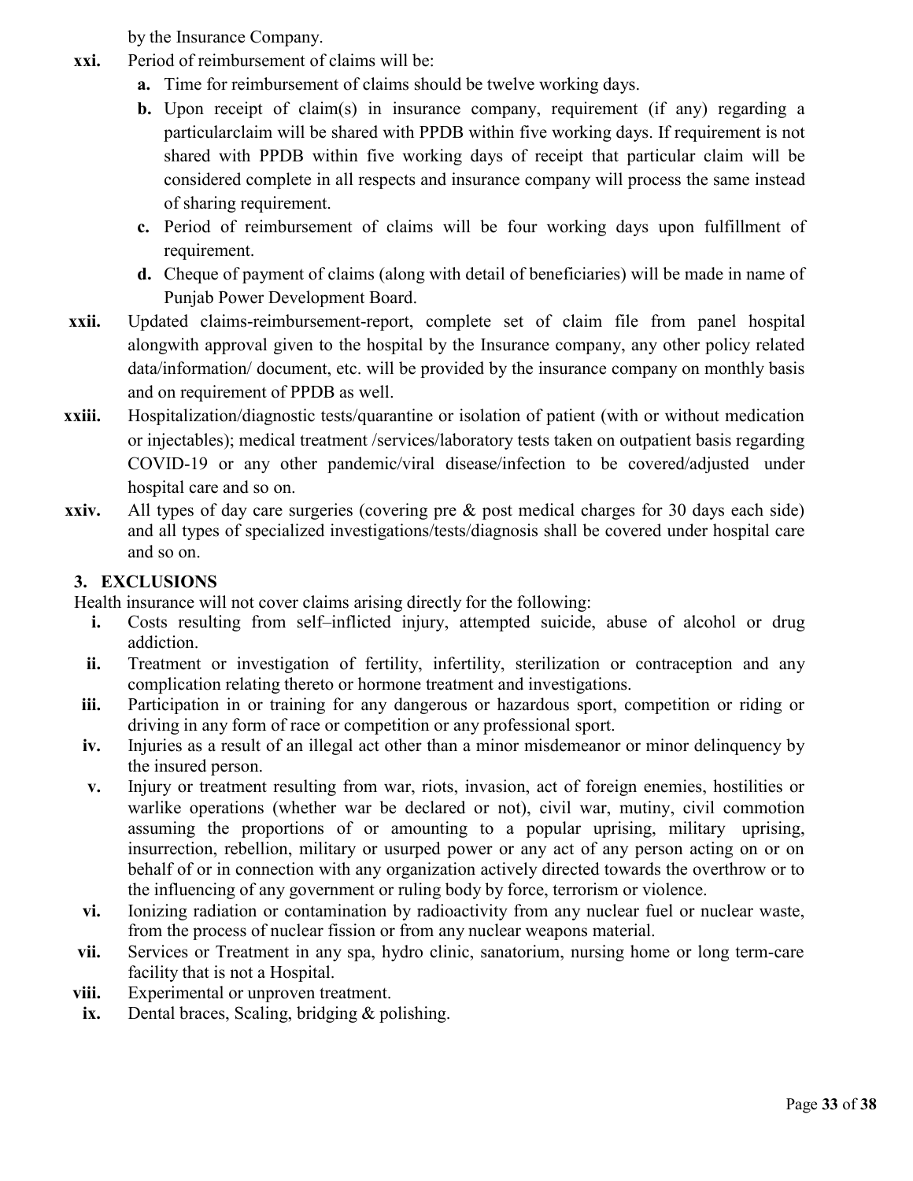by the Insurance Company.

- **xxi.** Period of reimbursement of claims will be:
  - **a.** Time for reimbursement of claims should be twelve working days.
  - **b.** Upon receipt of claim(s) in insurance company, requirement (if any) regarding a particularclaim will be shared with PPDB within five working days. If requirement is not shared with PPDB within five working days of receipt that particular claim will be considered complete in all respects and insurance company will process the same instead of sharing requirement.
  - **c.** Period of reimbursement of claims will be four working days upon fulfillment of requirement.
  - **d.** Cheque of payment of claims (along with detail of beneficiaries) will be made in name of Punjab Power Development Board.
- **xxii.** Updated claims-reimbursement-report, complete set of claim file from panel hospital alongwith approval given to the hospital by the Insurance company, any other policy related data/information/ document, etc. will be provided by the insurance company on monthly basis and on requirement of PPDB as well.
- **xxiii.** Hospitalization/diagnostic tests/quarantine or isolation of patient (with or without medication or injectables); medical treatment /services/laboratory tests taken on outpatient basis regarding COVID-19 or any other pandemic/viral disease/infection to be covered/adjusted under hospital care and so on.
- **xxiv.** All types of day care surgeries (covering pre & post medical charges for 30 days each side) and all types of specialized investigations/tests/diagnosis shall be covered under hospital care and so on.

## 3. EXCLUSIONS

Health insurance will not cover claims arising directly for the following:

- **i.** Costs resulting from self–inflicted injury, attempted suicide, abuse of alcohol or drug addiction.
- **ii.** Treatment or investigation of fertility, infertility, sterilization or contraception and any complication relating thereto or hormone treatment and investigations.
- **iii.** Participation in or training for any dangerous or hazardous sport, competition or riding or driving in any form of race or competition or any professional sport.
- **iv.** Injuries as a result of an illegal act other than a minor misdemeanor or minor delinquency by the insured person.
- **v.** Injury or treatment resulting from war, riots, invasion, act of foreign enemies, hostilities or warlike operations (whether war be declared or not), civil war, mutiny, civil commotion assuming the proportions of or amounting to a popular uprising, military uprising, insurrection, rebellion, military or usurped power or any act of any person acting on or on behalf of or in connection with any organization actively directed towards the overthrow or to the influencing of any government or ruling body by force, terrorism or violence.
- **vi.** Ionizing radiation or contamination by radioactivity from any nuclear fuel or nuclear waste, from the process of nuclear fission or from any nuclear weapons material.
- **vii.** Services or Treatment in any spa, hydro clinic, sanatorium, nursing home or long term-care facility that is not a Hospital.
- **viii.** Experimental or unproven treatment.
- **ix.** Dental braces, Scaling, bridging & polishing.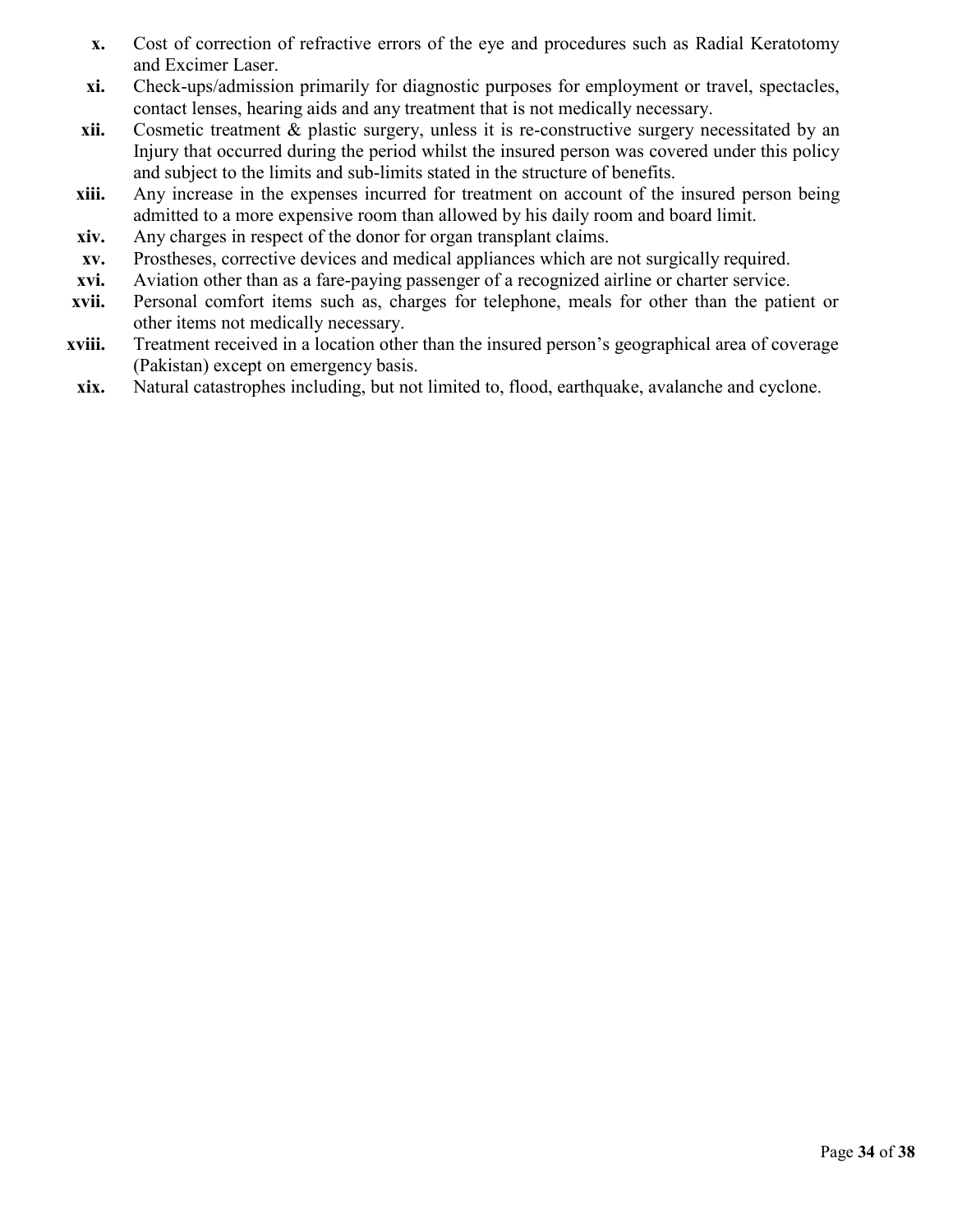- **x.** Cost of correction of refractive errors of the eye and procedures such as Radial Keratotomy and Excimer Laser.
- **xi.** Check-ups/admission primarily for diagnostic purposes for employment or travel, spectacles, contact lenses, hearing aids and any treatment that is not medically necessary.
- **xii.** Cosmetic treatment & plastic surgery, unless it is re-constructive surgery necessitated by an Injury that occurred during the period whilst the insured person was covered under this policy and subject to the limits and sub-limits stated in the structure of benefits.
- **xiii.** Any increase in the expenses incurred for treatment on account of the insured person being admitted to a more expensive room than allowed by his daily room and board limit.
- **xiv.** Any charges in respect of the donor for organ transplant claims.
- **xv.** Prostheses, corrective devices and medical appliances which are not surgically required.
- **xvi.** Aviation other than as a fare-paying passenger of a recognized airline or charter service.
- **xvii.** Personal comfort items such as, charges for telephone, meals for other than the patient or other items not medically necessary.
- **xviii.** Treatment received in a location other than the insured person's geographical area of coverage (Pakistan) except on emergency basis.
- **xix.** Natural catastrophes including, but not limited to, flood, earthquake, avalanche and cyclone.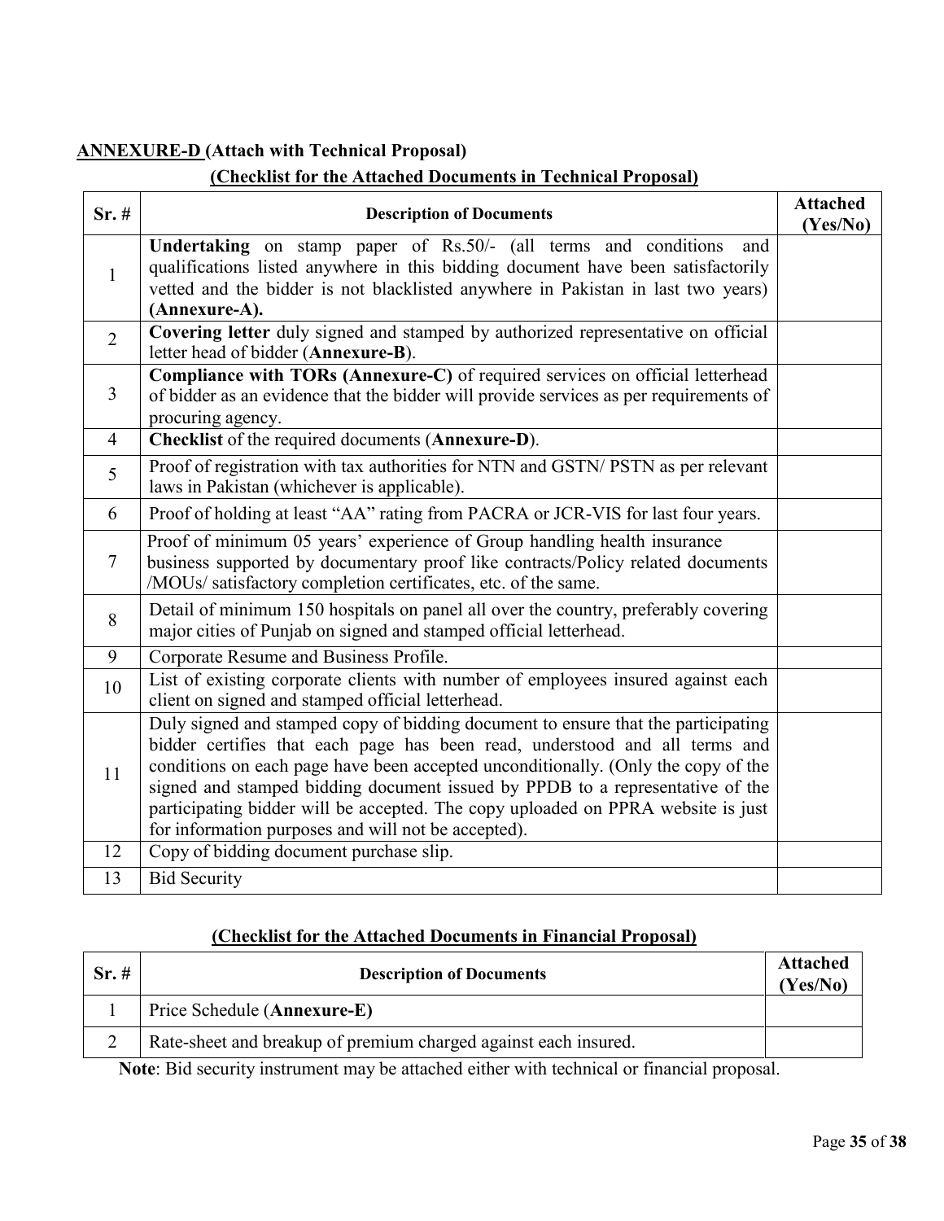**<u>ANNEXURE-D</u> (Attach with Technical Proposal)**

**<u>(Checklist for the Attached Documents in Technical Proposal)</u>**

| Sr. # | Description of Documents | Attached (Yes/No) |
|---|---|---|
| 1 | **Undertaking** on stamp paper of Rs.50/- (all terms and conditions and qualifications listed anywhere in this bidding document have been satisfactorily vetted and the bidder is not blacklisted anywhere in Pakistan in last two years) **(Annexure-A).** | |
| 2 | **Covering letter** duly signed and stamped by authorized representative on official letter head of bidder (**Annexure-B**). | |
| 3 | **Compliance with TORs (Annexure-C)** of required services on official letterhead of bidder as an evidence that the bidder will provide services as per requirements of procuring agency. | |
| 4 | **Checklist** of the required documents (**Annexure-D**). | |
| 5 | Proof of registration with tax authorities for NTN and GSTN/ PSTN as per relevant laws in Pakistan (whichever is applicable). | |
| 6 | Proof of holding at least "AA" rating from PACRA or JCR-VIS for last four years. | |
| 7 | Proof of minimum 05 years' experience of Group handling health insurance business supported by documentary proof like contracts/Policy related documents /MOUs/ satisfactory completion certificates, etc. of the same. | |
| 8 | Detail of minimum 150 hospitals on panel all over the country, preferably covering major cities of Punjab on signed and stamped official letterhead. | |
| 9 | Corporate Resume and Business Profile. | |
| 10 | List of existing corporate clients with number of employees insured against each client on signed and stamped official letterhead. | |
| 11 | Duly signed and stamped copy of bidding document to ensure that the participating bidder certifies that each page has been read, understood and all terms and conditions on each page have been accepted unconditionally. (Only the copy of the signed and stamped bidding document issued by PPDB to a representative of the participating bidder will be accepted. The copy uploaded on PPRA website is just for information purposes and will not be accepted). | |
| 12 | Copy of bidding document purchase slip. | |
| 13 | Bid Security | |

**<u>(Checklist for the Attached Documents in Financial Proposal)</u>**

| Sr. # | Description of Documents | Attached (Yes/No) |
|---|---|---|
| 1 | Price Schedule (**Annexure-E)** | |
| 2 | Rate-sheet and breakup of premium charged against each insured. | |

**Note**: Bid security instrument may be attached either with technical or financial proposal.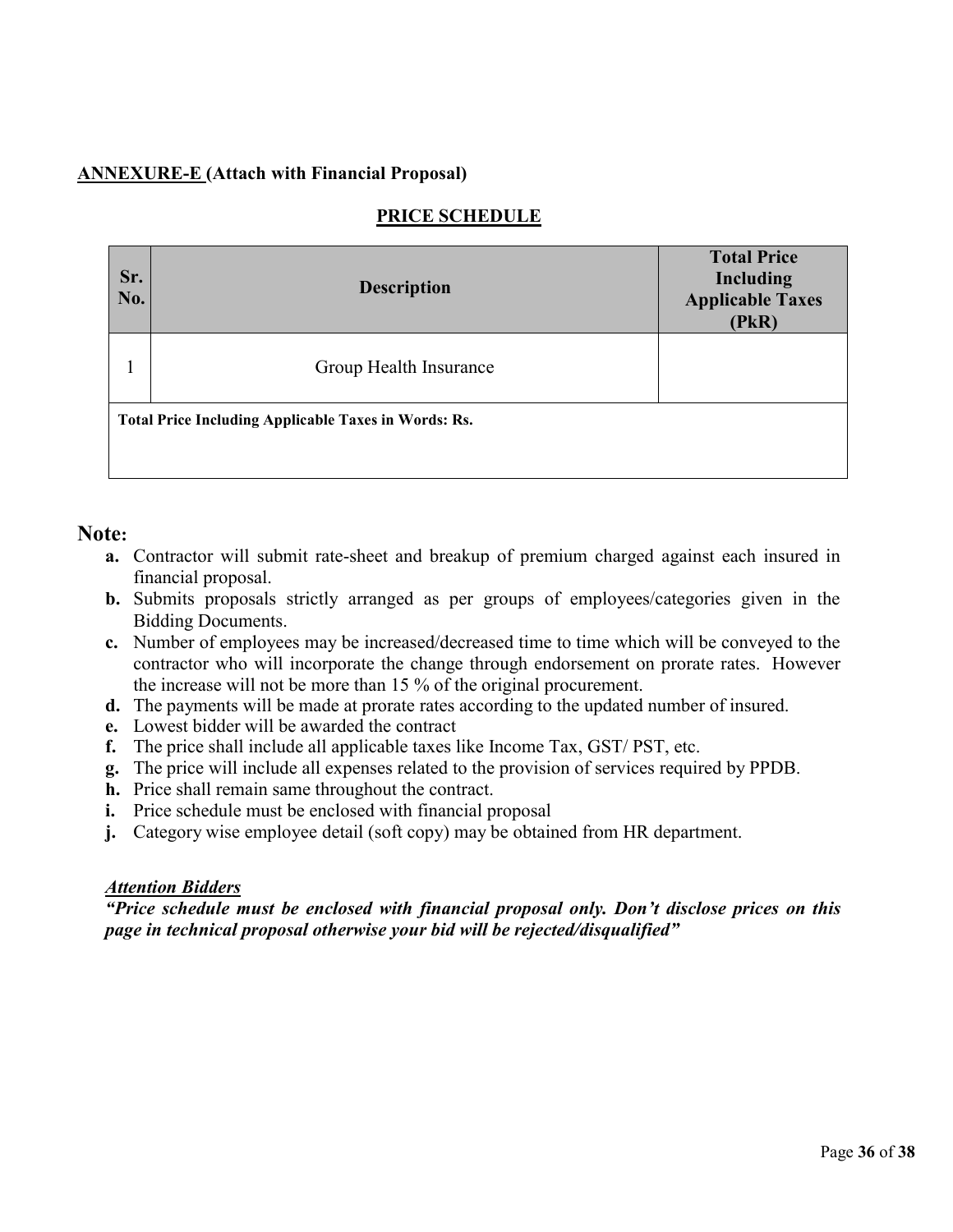**ANNEXURE-E (Attach with Financial Proposal)**

## PRICE SCHEDULE

| Sr. No. | Description | Total Price Including Applicable Taxes (PkR) |
|---|---|---|
| 1 | Group Health Insurance | |
| **Total Price Including Applicable Taxes in Words: Rs.** | | |

## Note:

- **a.** Contractor will submit rate-sheet and breakup of premium charged against each insured in financial proposal.
- **b.** Submits proposals strictly arranged as per groups of employees/categories given in the Bidding Documents.
- **c.** Number of employees may be increased/decreased time to time which will be conveyed to the contractor who will incorporate the change through endorsement on prorate rates. However the increase will not be more than 15 % of the original procurement.
- **d.** The payments will be made at prorate rates according to the updated number of insured.
- **e.** Lowest bidder will be awarded the contract
- **f.** The price shall include all applicable taxes like Income Tax, GST/ PST, etc.
- **g.** The price will include all expenses related to the provision of services required by PPDB.
- **h.** Price shall remain same throughout the contract.
- **i.** Price schedule must be enclosed with financial proposal
- **j.** Category wise employee detail (soft copy) may be obtained from HR department.

***Attention Bidders***

***"Price schedule must be enclosed with financial proposal only. Don't disclose prices on this page in technical proposal otherwise your bid will be rejected/disqualified"***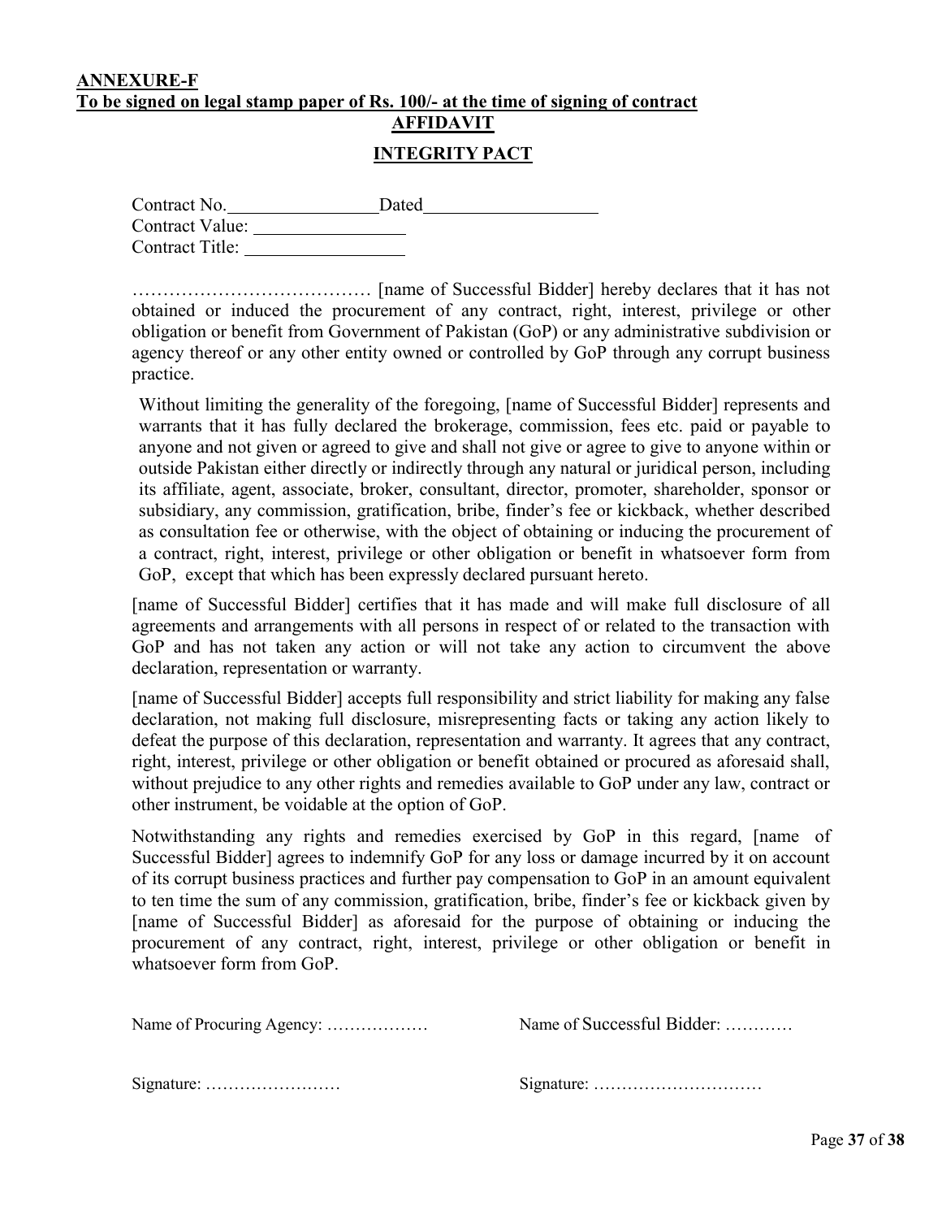**ANNEXURE-F**
**To be signed on legal stamp paper of Rs. 100/- at the time of signing of contract**

## AFFIDAVIT

## INTEGRITY PACT

Contract No.________________Dated__________________
Contract Value: ________________
Contract Title: ________________

………………………………… [name of Successful Bidder] hereby declares that it has not obtained or induced the procurement of any contract, right, interest, privilege or other obligation or benefit from Government of Pakistan (GoP) or any administrative subdivision or agency thereof or any other entity owned or controlled by GoP through any corrupt business practice.

Without limiting the generality of the foregoing, [name of Successful Bidder] represents and warrants that it has fully declared the brokerage, commission, fees etc. paid or payable to anyone and not given or agreed to give and shall not give or agree to give to anyone within or outside Pakistan either directly or indirectly through any natural or juridical person, including its affiliate, agent, associate, broker, consultant, director, promoter, shareholder, sponsor or subsidiary, any commission, gratification, bribe, finder's fee or kickback, whether described as consultation fee or otherwise, with the object of obtaining or inducing the procurement of a contract, right, interest, privilege or other obligation or benefit in whatsoever form from GoP, except that which has been expressly declared pursuant hereto.

[name of Successful Bidder] certifies that it has made and will make full disclosure of all agreements and arrangements with all persons in respect of or related to the transaction with GoP and has not taken any action or will not take any action to circumvent the above declaration, representation or warranty.

[name of Successful Bidder] accepts full responsibility and strict liability for making any false declaration, not making full disclosure, misrepresenting facts or taking any action likely to defeat the purpose of this declaration, representation and warranty. It agrees that any contract, right, interest, privilege or other obligation or benefit obtained or procured as aforesaid shall, without prejudice to any other rights and remedies available to GoP under any law, contract or other instrument, be voidable at the option of GoP.

Notwithstanding any rights and remedies exercised by GoP in this regard, [name of Successful Bidder] agrees to indemnify GoP for any loss or damage incurred by it on account of its corrupt business practices and further pay compensation to GoP in an amount equivalent to ten time the sum of any commission, gratification, bribe, finder's fee or kickback given by [name of Successful Bidder] as aforesaid for the purpose of obtaining or inducing the procurement of any contract, right, interest, privilege or other obligation or benefit in whatsoever form from GoP.

Name of Procuring Agency: ………………     Name of Successful Bidder: …………

Signature: ……………………     Signature: …………………………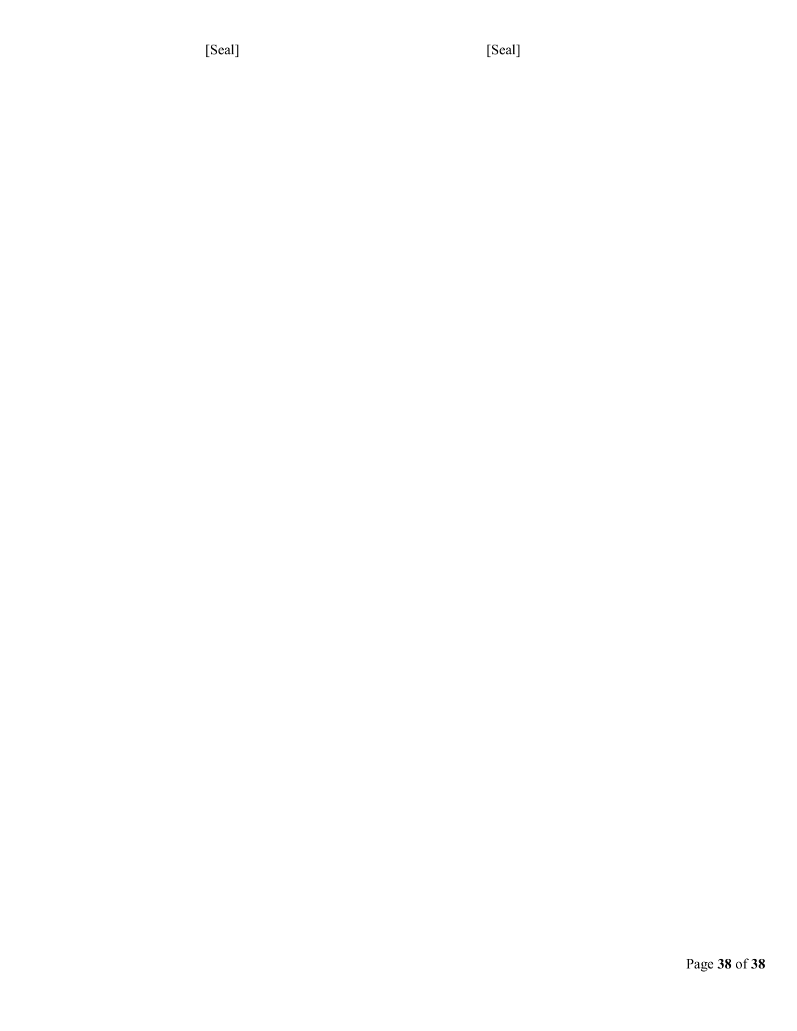[Seal] [Seal]